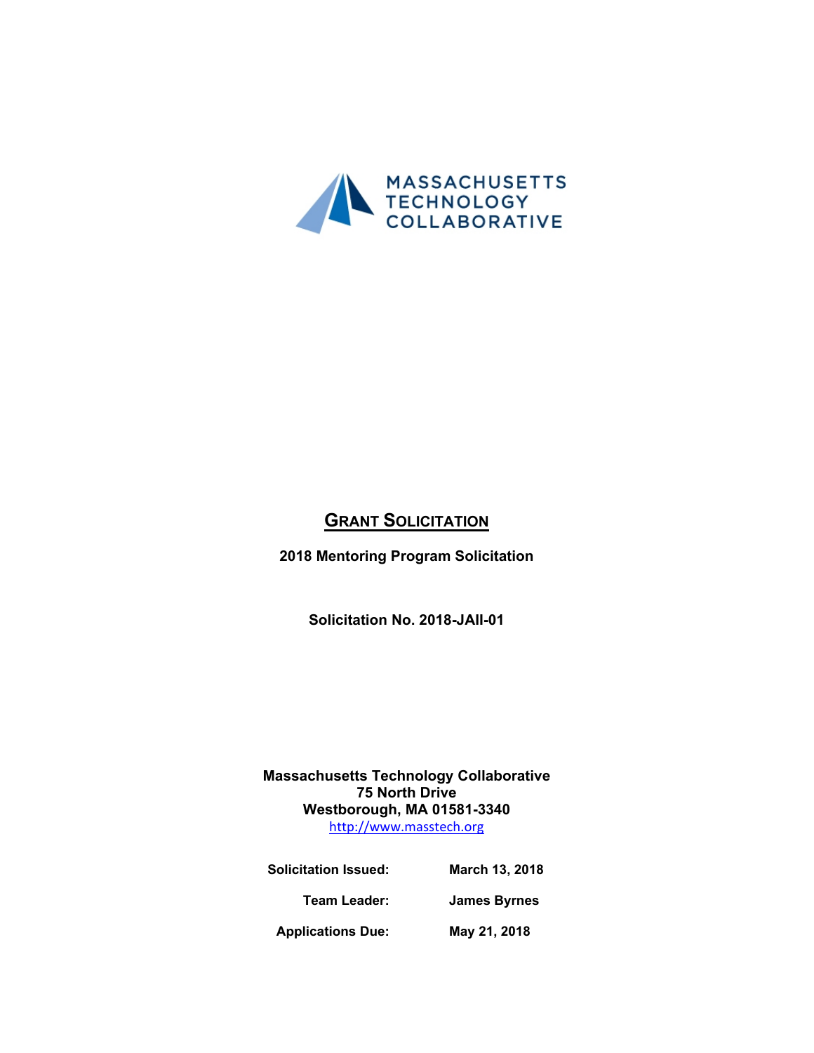MASSACHUSETTS TECHNOLOGY COLLABORATIVE

# GRANT SOLICITATION

**2018 Mentoring Program Solicitation**

**Solicitation No. 2018-JAII-01**

**Massachusetts Technology Collaborative**
**75 North Drive**
**Westborough, MA 01581-3340**
http://www.masstech.org

| | |
|---|---|
| **Solicitation Issued:** | **March 13, 2018** |
| **Team Leader:** | **James Byrnes** |
| **Applications Due:** | **May 21, 2018** |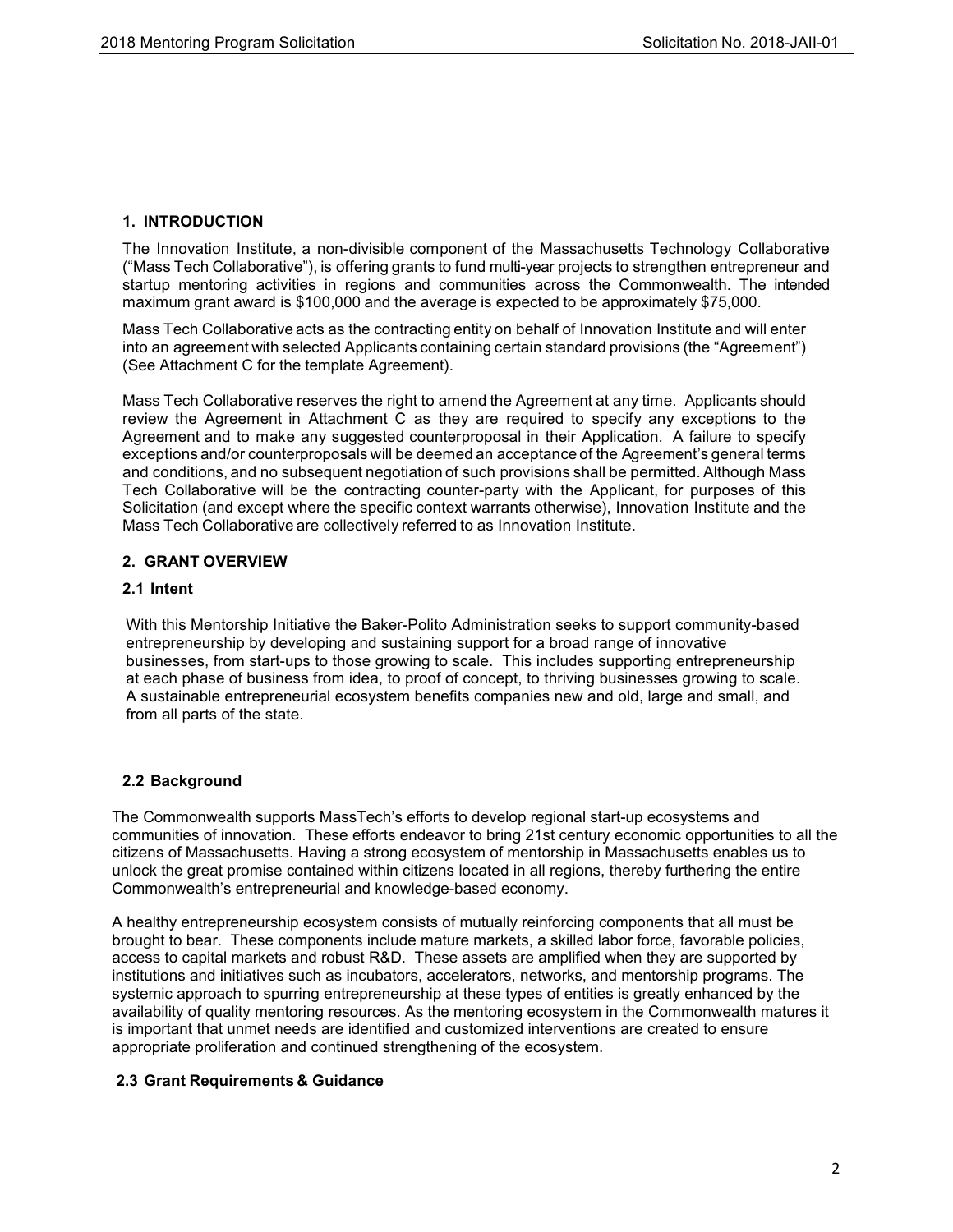## 1. INTRODUCTION

The Innovation Institute, a non-divisible component of the Massachusetts Technology Collaborative ("Mass Tech Collaborative"), is offering grants to fund multi-year projects to strengthen entrepreneur and startup mentoring activities in regions and communities across the Commonwealth. The intended maximum grant award is $100,000 and the average is expected to be approximately $75,000.

Mass Tech Collaborative acts as the contracting entity on behalf of Innovation Institute and will enter into an agreement with selected Applicants containing certain standard provisions (the "Agreement") (See Attachment C for the template Agreement).

Mass Tech Collaborative reserves the right to amend the Agreement at any time. Applicants should review the Agreement in Attachment C as they are required to specify any exceptions to the Agreement and to make any suggested counterproposal in their Application. A failure to specify exceptions and/or counterproposals will be deemed an acceptance of the Agreement's general terms and conditions, and no subsequent negotiation of such provisions shall be permitted. Although Mass Tech Collaborative will be the contracting counter-party with the Applicant, for purposes of this Solicitation (and except where the specific context warrants otherwise), Innovation Institute and the Mass Tech Collaborative are collectively referred to as Innovation Institute.

## 2. GRANT OVERVIEW

### 2.1 Intent

With this Mentorship Initiative the Baker-Polito Administration seeks to support community-based entrepreneurship by developing and sustaining support for a broad range of innovative businesses, from start-ups to those growing to scale. This includes supporting entrepreneurship at each phase of business from idea, to proof of concept, to thriving businesses growing to scale. A sustainable entrepreneurial ecosystem benefits companies new and old, large and small, and from all parts of the state.

### 2.2 Background

The Commonwealth supports MassTech's efforts to develop regional start-up ecosystems and communities of innovation. These efforts endeavor to bring 21st century economic opportunities to all the citizens of Massachusetts. Having a strong ecosystem of mentorship in Massachusetts enables us to unlock the great promise contained within citizens located in all regions, thereby furthering the entire Commonwealth's entrepreneurial and knowledge-based economy.

A healthy entrepreneurship ecosystem consists of mutually reinforcing components that all must be brought to bear. These components include mature markets, a skilled labor force, favorable policies, access to capital markets and robust R&D. These assets are amplified when they are supported by institutions and initiatives such as incubators, accelerators, networks, and mentorship programs. The systemic approach to spurring entrepreneurship at these types of entities is greatly enhanced by the availability of quality mentoring resources. As the mentoring ecosystem in the Commonwealth matures it is important that unmet needs are identified and customized interventions are created to ensure appropriate proliferation and continued strengthening of the ecosystem.

### 2.3 Grant Requirements & Guidance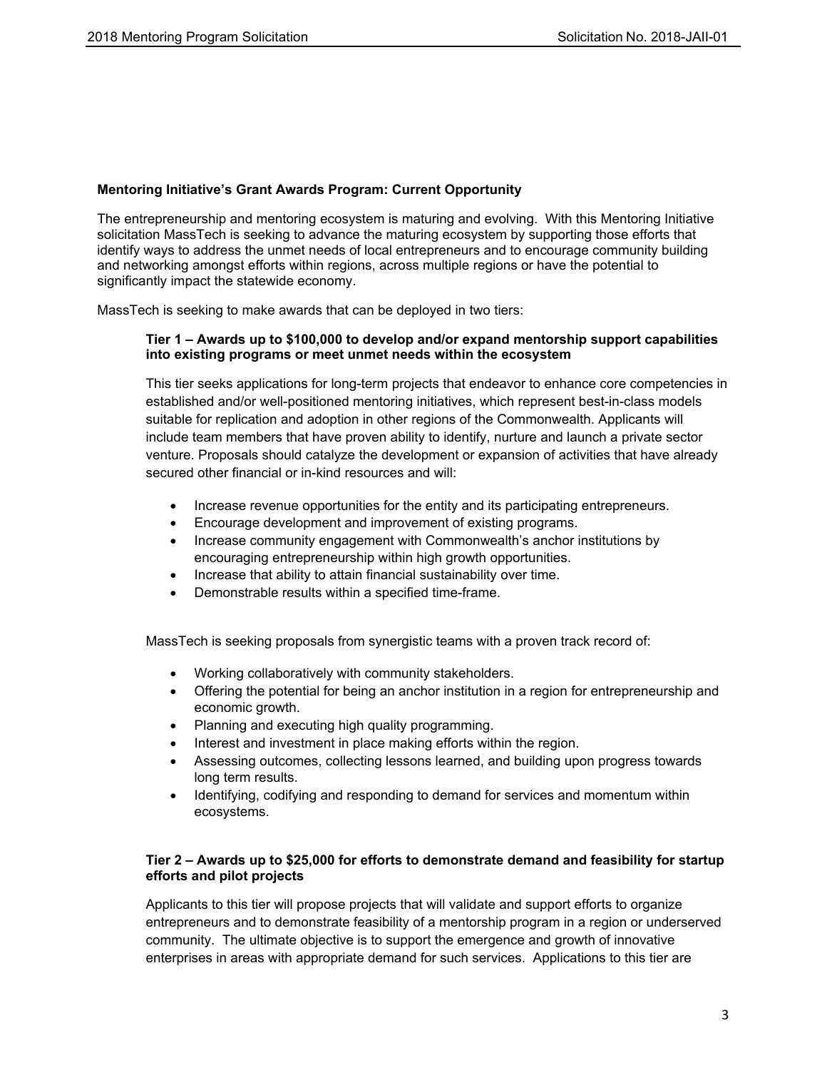**Mentoring Initiative's Grant Awards Program: Current Opportunity**

The entrepreneurship and mentoring ecosystem is maturing and evolving. With this Mentoring Initiative solicitation MassTech is seeking to advance the maturing ecosystem by supporting those efforts that identify ways to address the unmet needs of local entrepreneurs and to encourage community building and networking amongst efforts within regions, across multiple regions or have the potential to significantly impact the statewide economy.

MassTech is seeking to make awards that can be deployed in two tiers:

**Tier 1 – Awards up to $100,000 to develop and/or expand mentorship support capabilities into existing programs or meet unmet needs within the ecosystem**

This tier seeks applications for long-term projects that endeavor to enhance core competencies in established and/or well-positioned mentoring initiatives, which represent best-in-class models suitable for replication and adoption in other regions of the Commonwealth. Applicants will include team members that have proven ability to identify, nurture and launch a private sector venture. Proposals should catalyze the development or expansion of activities that have already secured other financial or in-kind resources and will:

- Increase revenue opportunities for the entity and its participating entrepreneurs.
- Encourage development and improvement of existing programs.
- Increase community engagement with Commonwealth's anchor institutions by encouraging entrepreneurship within high growth opportunities.
- Increase that ability to attain financial sustainability over time.
- Demonstrable results within a specified time-frame.

MassTech is seeking proposals from synergistic teams with a proven track record of:

- Working collaboratively with community stakeholders.
- Offering the potential for being an anchor institution in a region for entrepreneurship and economic growth.
- Planning and executing high quality programming.
- Interest and investment in place making efforts within the region.
- Assessing outcomes, collecting lessons learned, and building upon progress towards long term results.
- Identifying, codifying and responding to demand for services and momentum within ecosystems.

**Tier 2 – Awards up to $25,000 for efforts to demonstrate demand and feasibility for startup efforts and pilot projects**

Applicants to this tier will propose projects that will validate and support efforts to organize entrepreneurs and to demonstrate feasibility of a mentorship program in a region or underserved community. The ultimate objective is to support the emergence and growth of innovative enterprises in areas with appropriate demand for such services. Applications to this tier are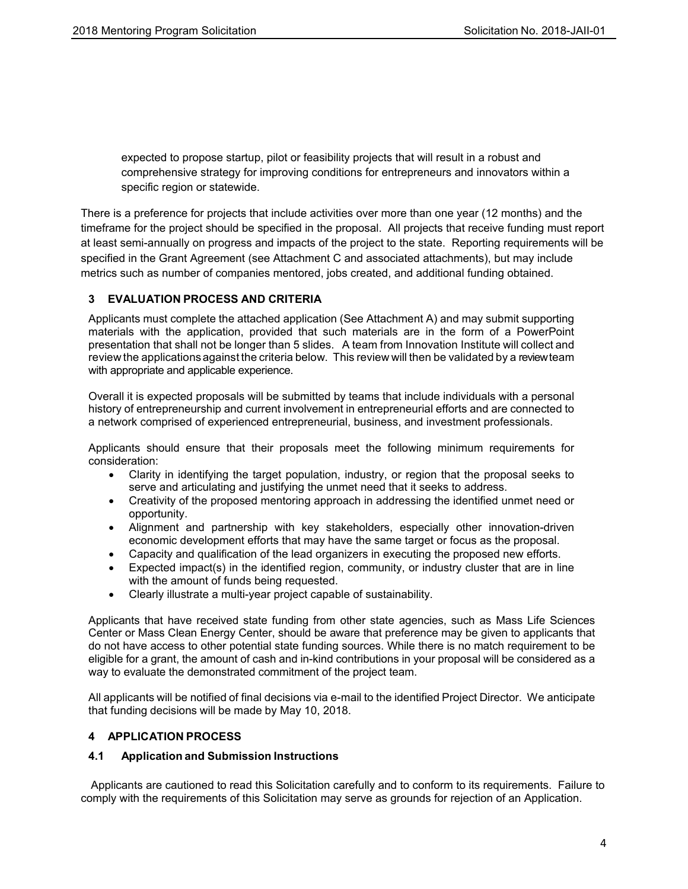expected to propose startup, pilot or feasibility projects that will result in a robust and comprehensive strategy for improving conditions for entrepreneurs and innovators within a specific region or statewide.

There is a preference for projects that include activities over more than one year (12 months) and the timeframe for the project should be specified in the proposal. All projects that receive funding must report at least semi-annually on progress and impacts of the project to the state. Reporting requirements will be specified in the Grant Agreement (see Attachment C and associated attachments), but may include metrics such as number of companies mentored, jobs created, and additional funding obtained.

## 3 EVALUATION PROCESS AND CRITERIA

Applicants must complete the attached application (See Attachment A) and may submit supporting materials with the application, provided that such materials are in the form of a PowerPoint presentation that shall not be longer than 5 slides. A team from Innovation Institute will collect and review the applications against the criteria below. This review will then be validated by a review team with appropriate and applicable experience.

Overall it is expected proposals will be submitted by teams that include individuals with a personal history of entrepreneurship and current involvement in entrepreneurial efforts and are connected to a network comprised of experienced entrepreneurial, business, and investment professionals.

Applicants should ensure that their proposals meet the following minimum requirements for consideration:

- Clarity in identifying the target population, industry, or region that the proposal seeks to serve and articulating and justifying the unmet need that it seeks to address.
- Creativity of the proposed mentoring approach in addressing the identified unmet need or opportunity.
- Alignment and partnership with key stakeholders, especially other innovation-driven economic development efforts that may have the same target or focus as the proposal.
- Capacity and qualification of the lead organizers in executing the proposed new efforts.
- Expected impact(s) in the identified region, community, or industry cluster that are in line with the amount of funds being requested.
- Clearly illustrate a multi-year project capable of sustainability.

Applicants that have received state funding from other state agencies, such as Mass Life Sciences Center or Mass Clean Energy Center, should be aware that preference may be given to applicants that do not have access to other potential state funding sources. While there is no match requirement to be eligible for a grant, the amount of cash and in-kind contributions in your proposal will be considered as a way to evaluate the demonstrated commitment of the project team.

All applicants will be notified of final decisions via e-mail to the identified Project Director. We anticipate that funding decisions will be made by May 10, 2018.

## 4 APPLICATION PROCESS

### 4.1 Application and Submission Instructions

Applicants are cautioned to read this Solicitation carefully and to conform to its requirements. Failure to comply with the requirements of this Solicitation may serve as grounds for rejection of an Application.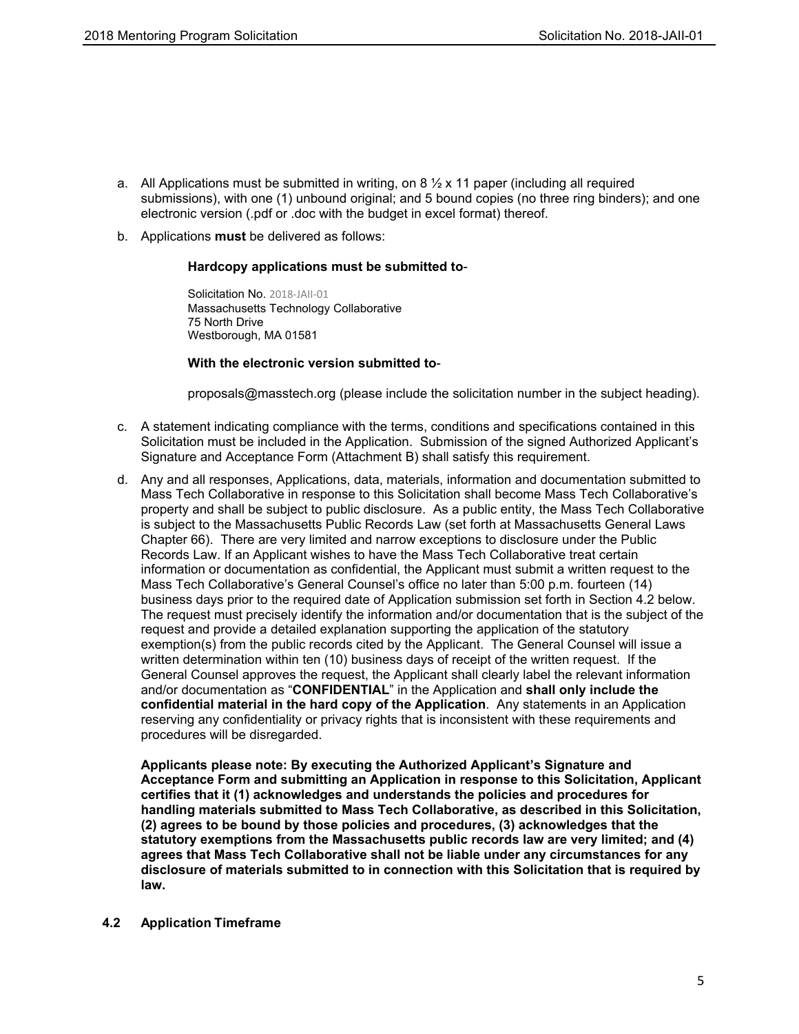a. All Applications must be submitted in writing, on 8 ½ x 11 paper (including all required submissions), with one (1) unbound original; and 5 bound copies (no three ring binders); and one electronic version (.pdf or .doc with the budget in excel format) thereof.

b. Applications **must** be delivered as follows:

   **Hardcopy applications must be submitted to**-

   Solicitation No. 2018-JAII-01
   Massachusetts Technology Collaborative
   75 North Drive
   Westborough, MA 01581

   **With the electronic version submitted to**-

   proposals@masstech.org (please include the solicitation number in the subject heading).

c. A statement indicating compliance with the terms, conditions and specifications contained in this Solicitation must be included in the Application. Submission of the signed Authorized Applicant's Signature and Acceptance Form (Attachment B) shall satisfy this requirement.

d. Any and all responses, Applications, data, materials, information and documentation submitted to Mass Tech Collaborative in response to this Solicitation shall become Mass Tech Collaborative's property and shall be subject to public disclosure. As a public entity, the Mass Tech Collaborative is subject to the Massachusetts Public Records Law (set forth at Massachusetts General Laws Chapter 66). There are very limited and narrow exceptions to disclosure under the Public Records Law. If an Applicant wishes to have the Mass Tech Collaborative treat certain information or documentation as confidential, the Applicant must submit a written request to the Mass Tech Collaborative's General Counsel's office no later than 5:00 p.m. fourteen (14) business days prior to the required date of Application submission set forth in Section 4.2 below. The request must precisely identify the information and/or documentation that is the subject of the request and provide a detailed explanation supporting the application of the statutory exemption(s) from the public records cited by the Applicant. The General Counsel will issue a written determination within ten (10) business days of receipt of the written request. If the General Counsel approves the request, the Applicant shall clearly label the relevant information and/or documentation as "**CONFIDENTIAL**" in the Application and **shall only include the confidential material in the hard copy of the Application**. Any statements in an Application reserving any confidentiality or privacy rights that is inconsistent with these requirements and procedures will be disregarded.

   **Applicants please note: By executing the Authorized Applicant's Signature and Acceptance Form and submitting an Application in response to this Solicitation, Applicant certifies that it (1) acknowledges and understands the policies and procedures for handling materials submitted to Mass Tech Collaborative, as described in this Solicitation, (2) agrees to be bound by those policies and procedures, (3) acknowledges that the statutory exemptions from the Massachusetts public records law are very limited; and (4) agrees that Mass Tech Collaborative shall not be liable under any circumstances for any disclosure of materials submitted to in connection with this Solicitation that is required by law.**

### 4.2 Application Timeframe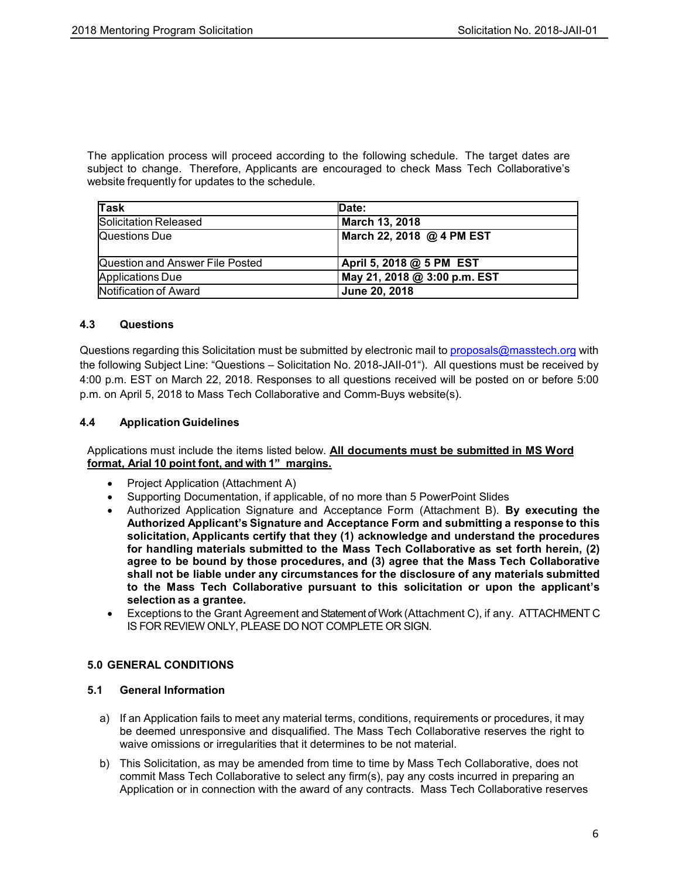The application process will proceed according to the following schedule. The target dates are subject to change. Therefore, Applicants are encouraged to check Mass Tech Collaborative's website frequently for updates to the schedule.

| Task | Date: |
|---|---|
| Solicitation Released | **March 13, 2018** |
| Questions Due | **March 22, 2018 @ 4 PM EST** |
| Question and Answer File Posted | **April 5, 2018 @ 5 PM EST** |
| Applications Due | **May 21, 2018 @ 3:00 p.m. EST** |
| Notification of Award | **June 20, 2018** |

### 4.3 Questions

Questions regarding this Solicitation must be submitted by electronic mail to proposals@masstech.org with the following Subject Line: "Questions – Solicitation No. 2018-JAII-01"). All questions must be received by 4:00 p.m. EST on March 22, 2018. Responses to all questions received will be posted on or before 5:00 p.m. on April 5, 2018 to Mass Tech Collaborative and Comm-Buys website(s).

### 4.4 Application Guidelines

Applications must include the items listed below. **All documents must be submitted in MS Word format, Arial 10 point font, and with 1" margins.**

- Project Application (Attachment A)
- Supporting Documentation, if applicable, of no more than 5 PowerPoint Slides
- Authorized Application Signature and Acceptance Form (Attachment B). **By executing the Authorized Applicant's Signature and Acceptance Form and submitting a response to this solicitation, Applicants certify that they (1) acknowledge and understand the procedures for handling materials submitted to the Mass Tech Collaborative as set forth herein, (2) agree to be bound by those procedures, and (3) agree that the Mass Tech Collaborative shall not be liable under any circumstances for the disclosure of any materials submitted to the Mass Tech Collaborative pursuant to this solicitation or upon the applicant's selection as a grantee.**
- Exceptions to the Grant Agreement and Statement of Work (Attachment C), if any. ATTACHMENT C IS FOR REVIEW ONLY, PLEASE DO NOT COMPLETE OR SIGN.

## 5.0 GENERAL CONDITIONS

### 5.1 General Information

a) If an Application fails to meet any material terms, conditions, requirements or procedures, it may be deemed unresponsive and disqualified. The Mass Tech Collaborative reserves the right to waive omissions or irregularities that it determines to be not material.

b) This Solicitation, as may be amended from time to time by Mass Tech Collaborative, does not commit Mass Tech Collaborative to select any firm(s), pay any costs incurred in preparing an Application or in connection with the award of any contracts. Mass Tech Collaborative reserves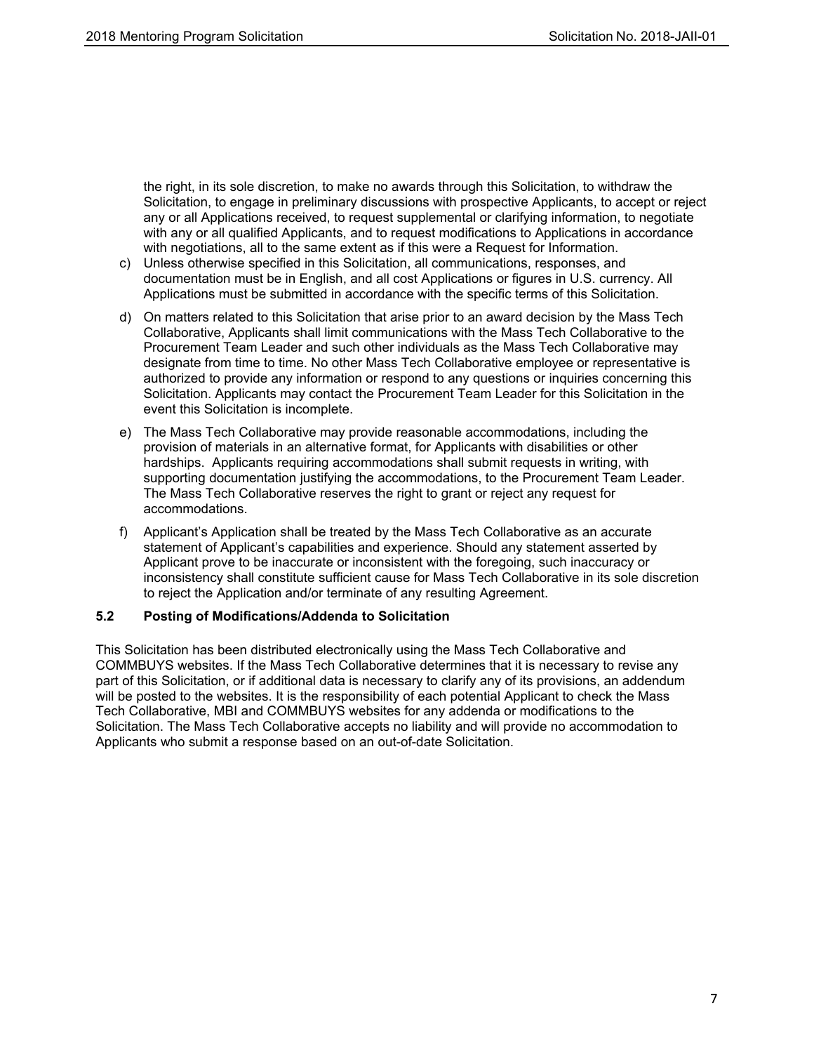the right, in its sole discretion, to make no awards through this Solicitation, to withdraw the Solicitation, to engage in preliminary discussions with prospective Applicants, to accept or reject any or all Applications received, to request supplemental or clarifying information, to negotiate with any or all qualified Applicants, and to request modifications to Applications in accordance with negotiations, all to the same extent as if this were a Request for Information.

c) Unless otherwise specified in this Solicitation, all communications, responses, and documentation must be in English, and all cost Applications or figures in U.S. currency. All Applications must be submitted in accordance with the specific terms of this Solicitation.

d) On matters related to this Solicitation that arise prior to an award decision by the Mass Tech Collaborative, Applicants shall limit communications with the Mass Tech Collaborative to the Procurement Team Leader and such other individuals as the Mass Tech Collaborative may designate from time to time. No other Mass Tech Collaborative employee or representative is authorized to provide any information or respond to any questions or inquiries concerning this Solicitation. Applicants may contact the Procurement Team Leader for this Solicitation in the event this Solicitation is incomplete.

e) The Mass Tech Collaborative may provide reasonable accommodations, including the provision of materials in an alternative format, for Applicants with disabilities or other hardships. Applicants requiring accommodations shall submit requests in writing, with supporting documentation justifying the accommodations, to the Procurement Team Leader. The Mass Tech Collaborative reserves the right to grant or reject any request for accommodations.

f) Applicant's Application shall be treated by the Mass Tech Collaborative as an accurate statement of Applicant's capabilities and experience. Should any statement asserted by Applicant prove to be inaccurate or inconsistent with the foregoing, such inaccuracy or inconsistency shall constitute sufficient cause for Mass Tech Collaborative in its sole discretion to reject the Application and/or terminate of any resulting Agreement.

### 5.2 Posting of Modifications/Addenda to Solicitation

This Solicitation has been distributed electronically using the Mass Tech Collaborative and COMMBUYS websites. If the Mass Tech Collaborative determines that it is necessary to revise any part of this Solicitation, or if additional data is necessary to clarify any of its provisions, an addendum will be posted to the websites. It is the responsibility of each potential Applicant to check the Mass Tech Collaborative, MBI and COMMBUYS websites for any addenda or modifications to the Solicitation. The Mass Tech Collaborative accepts no liability and will provide no accommodation to Applicants who submit a response based on an out-of-date Solicitation.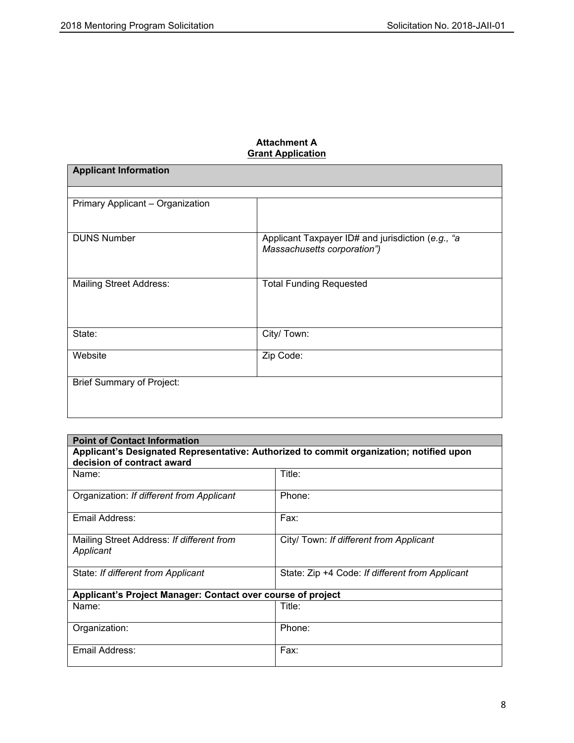**Attachment A**
**Grant Application**

| **Applicant Information** | |
|---|---|
| | |
| Primary Applicant – Organization | |
| DUNS Number | Applicant Taxpayer ID# and jurisdiction (*e.g., "a Massachusetts corporation"*) |
| Mailing Street Address: | Total Funding Requested |
| State: | City/ Town: |
| Website | Zip Code: |
| Brief Summary of Project: | |

| **Point of Contact Information** | |
|---|---|
| **Applicant's Designated Representative: Authorized to commit organization; notified upon decision of contract award** | |
| Name: | Title: |
| Organization: *If different from Applicant* | Phone: |
| Email Address: | Fax: |
| Mailing Street Address: *If different from Applicant* | City/ Town: *If different from Applicant* |
| State: *If different from Applicant* | State: Zip +4 Code: *If different from Applicant* |
| **Applicant's Project Manager: Contact over course of project** | |
| Name: | Title: |
| Organization: | Phone: |
| Email Address: | Fax: |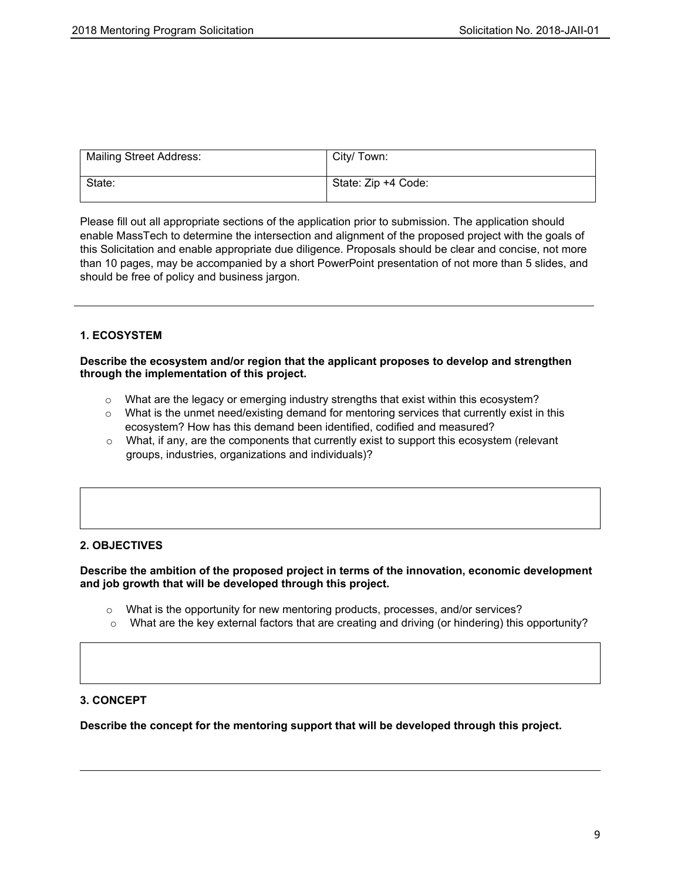| Mailing Street Address: | City/ Town: |
| --- | --- |
| State: | State: Zip +4 Code: |

Please fill out all appropriate sections of the application prior to submission. The application should enable MassTech to determine the intersection and alignment of the proposed project with the goals of this Solicitation and enable appropriate due diligence. Proposals should be clear and concise, not more than 10 pages, may be accompanied by a short PowerPoint presentation of not more than 5 slides, and should be free of policy and business jargon.

---

### 1. ECOSYSTEM

**Describe the ecosystem and/or region that the applicant proposes to develop and strengthen through the implementation of this project.**

- What are the legacy or emerging industry strengths that exist within this ecosystem?
- What is the unmet need/existing demand for mentoring services that currently exist in this ecosystem? How has this demand been identified, codified and measured?
- What, if any, are the components that currently exist to support this ecosystem (relevant groups, industries, organizations and individuals)?

| |
| --- |
| |

### 2. OBJECTIVES

**Describe the ambition of the proposed project in terms of the innovation, economic development and job growth that will be developed through this project.**

- What is the opportunity for new mentoring products, processes, and/or services?
- What are the key external factors that are creating and driving (or hindering) this opportunity?

| |
| --- |
| |

### 3. CONCEPT

**Describe the concept for the mentoring support that will be developed through this project.**

---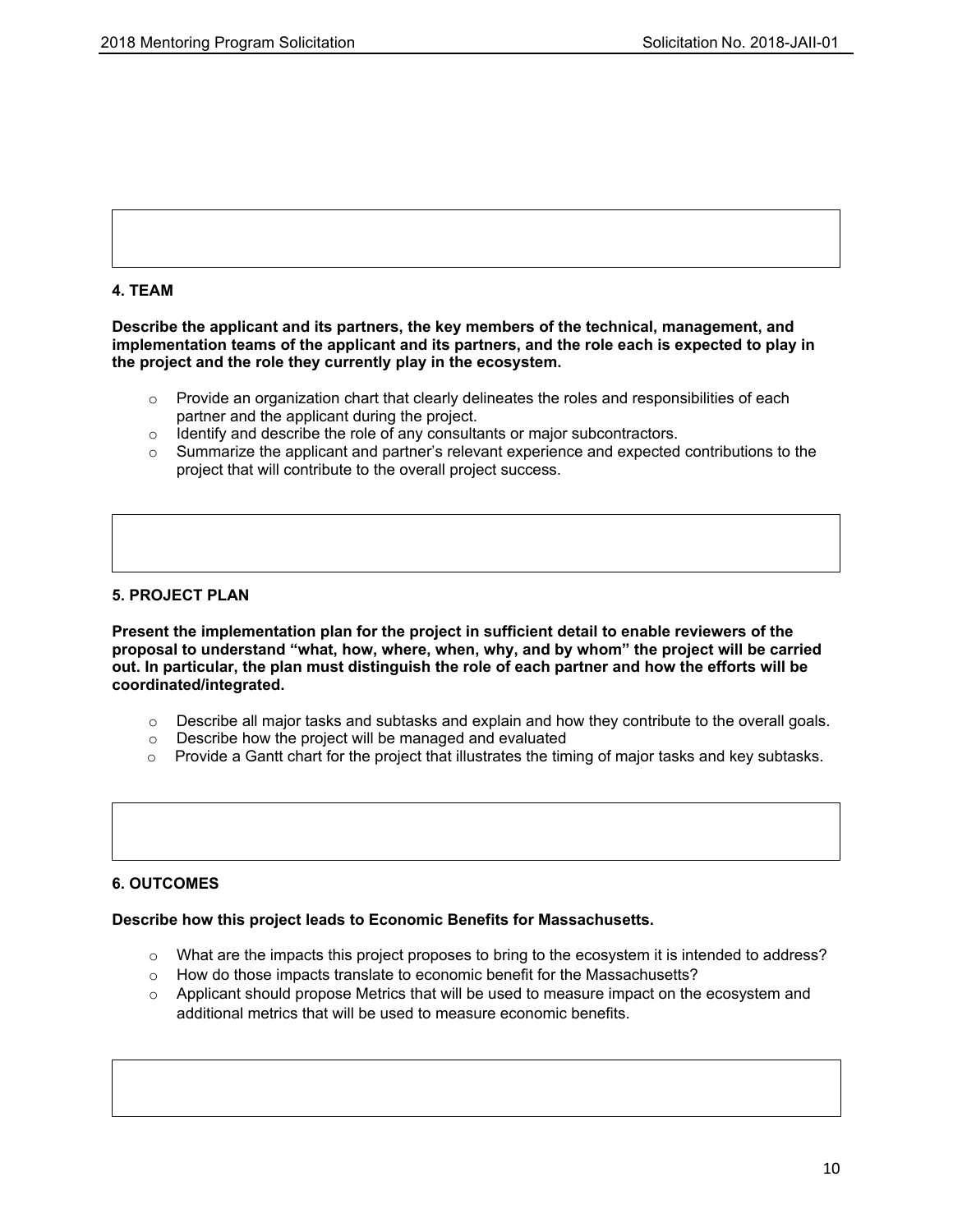## 4. TEAM

**Describe the applicant and its partners, the key members of the technical, management, and implementation teams of the applicant and its partners, and the role each is expected to play in the project and the role they currently play in the ecosystem.**

- Provide an organization chart that clearly delineates the roles and responsibilities of each partner and the applicant during the project.
- Identify and describe the role of any consultants or major subcontractors.
- Summarize the applicant and partner's relevant experience and expected contributions to the project that will contribute to the overall project success.

## 5. PROJECT PLAN

**Present the implementation plan for the project in sufficient detail to enable reviewers of the proposal to understand "what, how, where, when, why, and by whom" the project will be carried out. In particular, the plan must distinguish the role of each partner and how the efforts will be coordinated/integrated.**

- Describe all major tasks and subtasks and explain and how they contribute to the overall goals.
- Describe how the project will be managed and evaluated
- Provide a Gantt chart for the project that illustrates the timing of major tasks and key subtasks.

## 6. OUTCOMES

**Describe how this project leads to Economic Benefits for Massachusetts.**

- What are the impacts this project proposes to bring to the ecosystem it is intended to address?
- How do those impacts translate to economic benefit for the Massachusetts?
- Applicant should propose Metrics that will be used to measure impact on the ecosystem and additional metrics that will be used to measure economic benefits.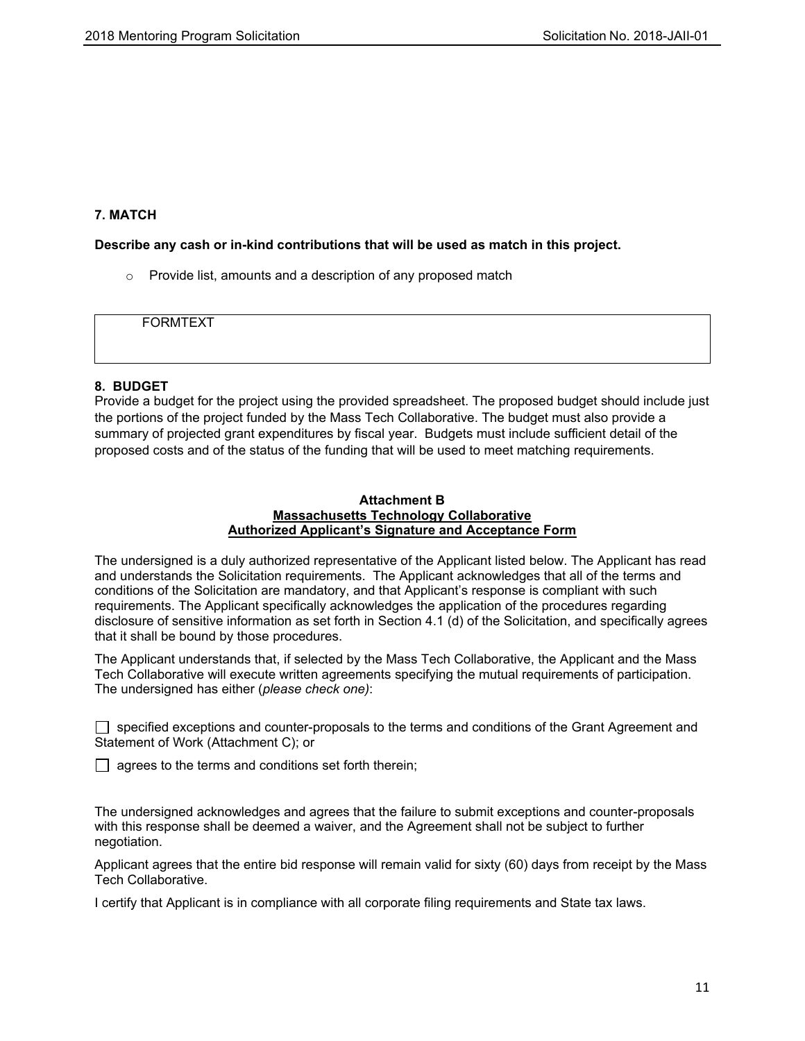### 7. MATCH

**Describe any cash or in-kind contributions that will be used as match in this project.**

- Provide list, amounts and a description of any proposed match

| FORMTEXT |
|---|

### 8. BUDGET

Provide a budget for the project using the provided spreadsheet. The proposed budget should include just the portions of the project funded by the Mass Tech Collaborative. The budget must also provide a summary of projected grant expenditures by fiscal year. Budgets must include sufficient detail of the proposed costs and of the status of the funding that will be used to meet matching requirements.

**Attachment B**
**Massachusetts Technology Collaborative**
**Authorized Applicant's Signature and Acceptance Form**

The undersigned is a duly authorized representative of the Applicant listed below. The Applicant has read and understands the Solicitation requirements. The Applicant acknowledges that all of the terms and conditions of the Solicitation are mandatory, and that Applicant's response is compliant with such requirements. The Applicant specifically acknowledges the application of the procedures regarding disclosure of sensitive information as set forth in Section 4.1 (d) of the Solicitation, and specifically agrees that it shall be bound by those procedures.

The Applicant understands that, if selected by the Mass Tech Collaborative, the Applicant and the Mass Tech Collaborative will execute written agreements specifying the mutual requirements of participation. The undersigned has either (*please check one)*:

☐ specified exceptions and counter-proposals to the terms and conditions of the Grant Agreement and Statement of Work (Attachment C); or

☐ agrees to the terms and conditions set forth therein;

The undersigned acknowledges and agrees that the failure to submit exceptions and counter-proposals with this response shall be deemed a waiver, and the Agreement shall not be subject to further negotiation.

Applicant agrees that the entire bid response will remain valid for sixty (60) days from receipt by the Mass Tech Collaborative.

I certify that Applicant is in compliance with all corporate filing requirements and State tax laws.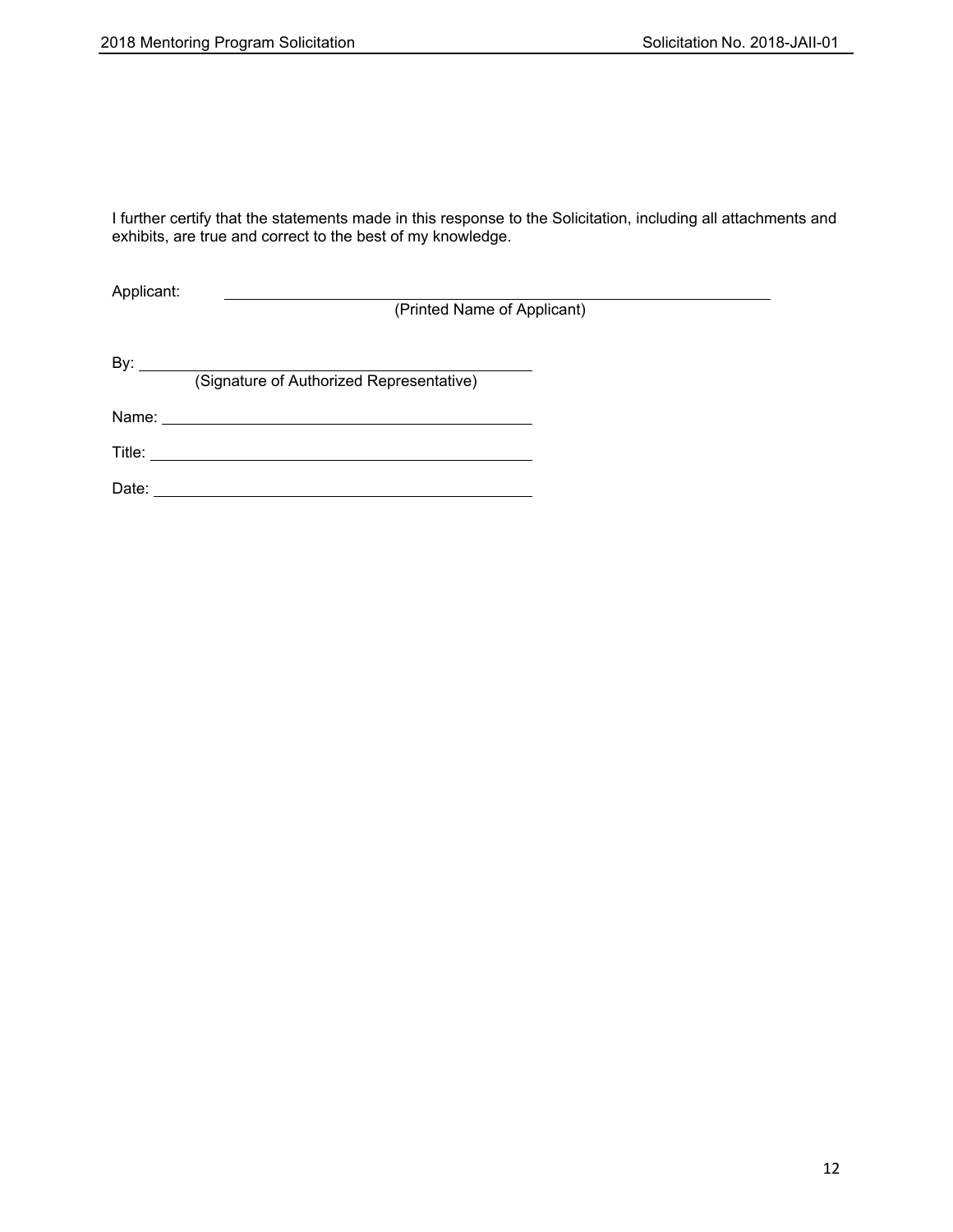I further certify that the statements made in this response to the Solicitation, including all attachments and exhibits, are true and correct to the best of my knowledge.

Applicant: ______________________________________________
(Printed Name of Applicant)

By: ______________________________________
(Signature of Authorized Representative)

Name: ______________________________________

Title: ______________________________________

Date: ______________________________________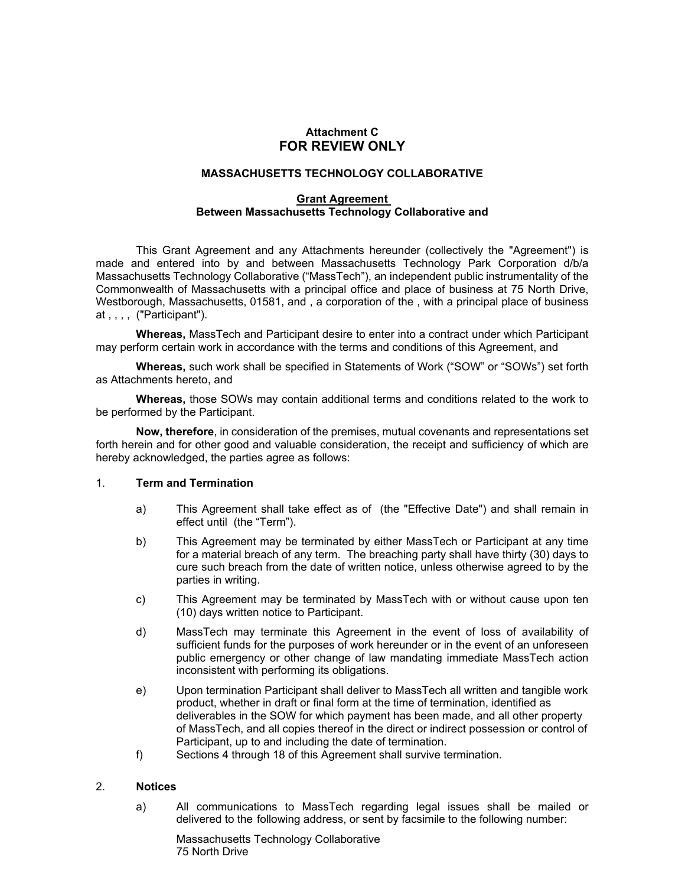**Attachment C**

**FOR REVIEW ONLY**

**MASSACHUSETTS TECHNOLOGY COLLABORATIVE**

**Grant Agreement**
**Between Massachusetts Technology Collaborative and**

This Grant Agreement and any Attachments hereunder (collectively the "Agreement") is made and entered into by and between Massachusetts Technology Park Corporation d/b/a Massachusetts Technology Collaborative ("MassTech"), an independent public instrumentality of the Commonwealth of Massachusetts with a principal office and place of business at 75 North Drive, Westborough, Massachusetts, 01581, and , a corporation of the , with a principal place of business at , , , , ("Participant").

**Whereas,** MassTech and Participant desire to enter into a contract under which Participant may perform certain work in accordance with the terms and conditions of this Agreement, and

**Whereas,** such work shall be specified in Statements of Work ("SOW" or "SOWs") set forth as Attachments hereto, and

**Whereas,** those SOWs may contain additional terms and conditions related to the work to be performed by the Participant.

**Now, therefore**, in consideration of the premises, mutual covenants and representations set forth herein and for other good and valuable consideration, the receipt and sufficiency of which are hereby acknowledged, the parties agree as follows:

1. **Term and Termination**

   a) This Agreement shall take effect as of (the "Effective Date") and shall remain in effect until (the "Term").

   b) This Agreement may be terminated by either MassTech or Participant at any time for a material breach of any term. The breaching party shall have thirty (30) days to cure such breach from the date of written notice, unless otherwise agreed to by the parties in writing.

   c) This Agreement may be terminated by MassTech with or without cause upon ten (10) days written notice to Participant.

   d) MassTech may terminate this Agreement in the event of loss of availability of sufficient funds for the purposes of work hereunder or in the event of an unforeseen public emergency or other change of law mandating immediate MassTech action inconsistent with performing its obligations.

   e) Upon termination Participant shall deliver to MassTech all written and tangible work product, whether in draft or final form at the time of termination, identified as deliverables in the SOW for which payment has been made, and all other property of MassTech, and all copies thereof in the direct or indirect possession or control of Participant, up to and including the date of termination.

   f) Sections 4 through 18 of this Agreement shall survive termination.

2. **Notices**

   a) All communications to MassTech regarding legal issues shall be mailed or delivered to the following address, or sent by facsimile to the following number:

      Massachusetts Technology Collaborative
      75 North Drive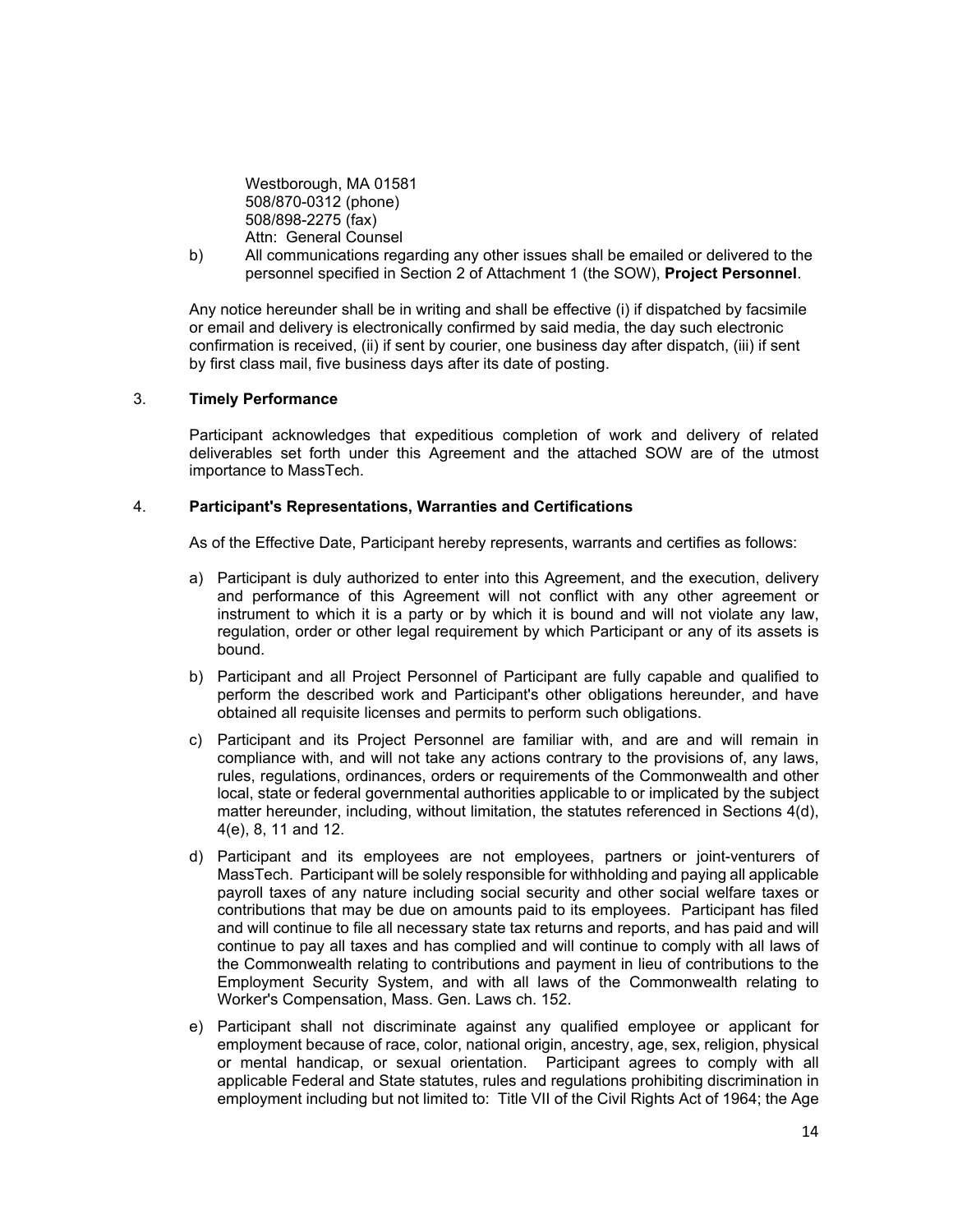Westborough, MA 01581
508/870-0312 (phone)
508/898-2275 (fax)
Attn: General Counsel

b) All communications regarding any other issues shall be emailed or delivered to the personnel specified in Section 2 of Attachment 1 (the SOW), **Project Personnel**.

Any notice hereunder shall be in writing and shall be effective (i) if dispatched by facsimile or email and delivery is electronically confirmed by said media, the day such electronic confirmation is received, (ii) if sent by courier, one business day after dispatch, (iii) if sent by first class mail, five business days after its date of posting.

3. **Timely Performance**

Participant acknowledges that expeditious completion of work and delivery of related deliverables set forth under this Agreement and the attached SOW are of the utmost importance to MassTech.

4. **Participant's Representations, Warranties and Certifications**

As of the Effective Date, Participant hereby represents, warrants and certifies as follows:

a) Participant is duly authorized to enter into this Agreement, and the execution, delivery and performance of this Agreement will not conflict with any other agreement or instrument to which it is a party or by which it is bound and will not violate any law, regulation, order or other legal requirement by which Participant or any of its assets is bound.

b) Participant and all Project Personnel of Participant are fully capable and qualified to perform the described work and Participant's other obligations hereunder, and have obtained all requisite licenses and permits to perform such obligations.

c) Participant and its Project Personnel are familiar with, and are and will remain in compliance with, and will not take any actions contrary to the provisions of, any laws, rules, regulations, ordinances, orders or requirements of the Commonwealth and other local, state or federal governmental authorities applicable to or implicated by the subject matter hereunder, including, without limitation, the statutes referenced in Sections 4(d), 4(e), 8, 11 and 12.

d) Participant and its employees are not employees, partners or joint-venturers of MassTech. Participant will be solely responsible for withholding and paying all applicable payroll taxes of any nature including social security and other social welfare taxes or contributions that may be due on amounts paid to its employees. Participant has filed and will continue to file all necessary state tax returns and reports, and has paid and will continue to pay all taxes and has complied and will continue to comply with all laws of the Commonwealth relating to contributions and payment in lieu of contributions to the Employment Security System, and with all laws of the Commonwealth relating to Worker's Compensation, Mass. Gen. Laws ch. 152.

e) Participant shall not discriminate against any qualified employee or applicant for employment because of race, color, national origin, ancestry, age, sex, religion, physical or mental handicap, or sexual orientation. Participant agrees to comply with all applicable Federal and State statutes, rules and regulations prohibiting discrimination in employment including but not limited to: Title VII of the Civil Rights Act of 1964; the Age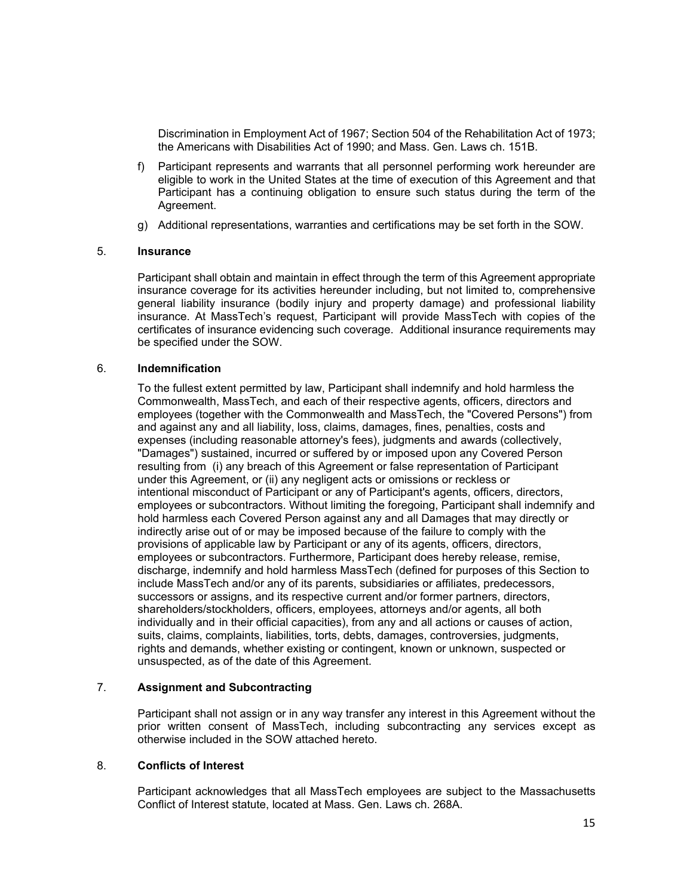Discrimination in Employment Act of 1967; Section 504 of the Rehabilitation Act of 1973; the Americans with Disabilities Act of 1990; and Mass. Gen. Laws ch. 151B.

f) Participant represents and warrants that all personnel performing work hereunder are eligible to work in the United States at the time of execution of this Agreement and that Participant has a continuing obligation to ensure such status during the term of the Agreement.

g) Additional representations, warranties and certifications may be set forth in the SOW.

5. **Insurance**

Participant shall obtain and maintain in effect through the term of this Agreement appropriate insurance coverage for its activities hereunder including, but not limited to, comprehensive general liability insurance (bodily injury and property damage) and professional liability insurance. At MassTech's request, Participant will provide MassTech with copies of the certificates of insurance evidencing such coverage. Additional insurance requirements may be specified under the SOW.

6. **Indemnification**

To the fullest extent permitted by law, Participant shall indemnify and hold harmless the Commonwealth, MassTech, and each of their respective agents, officers, directors and employees (together with the Commonwealth and MassTech, the "Covered Persons") from and against any and all liability, loss, claims, damages, fines, penalties, costs and expenses (including reasonable attorney's fees), judgments and awards (collectively, "Damages") sustained, incurred or suffered by or imposed upon any Covered Person resulting from (i) any breach of this Agreement or false representation of Participant under this Agreement, or (ii) any negligent acts or omissions or reckless or intentional misconduct of Participant or any of Participant's agents, officers, directors, employees or subcontractors. Without limiting the foregoing, Participant shall indemnify and hold harmless each Covered Person against any and all Damages that may directly or indirectly arise out of or may be imposed because of the failure to comply with the provisions of applicable law by Participant or any of its agents, officers, directors, employees or subcontractors. Furthermore, Participant does hereby release, remise, discharge, indemnify and hold harmless MassTech (defined for purposes of this Section to include MassTech and/or any of its parents, subsidiaries or affiliates, predecessors, successors or assigns, and its respective current and/or former partners, directors, shareholders/stockholders, officers, employees, attorneys and/or agents, all both individually and in their official capacities), from any and all actions or causes of action, suits, claims, complaints, liabilities, torts, debts, damages, controversies, judgments, rights and demands, whether existing or contingent, known or unknown, suspected or unsuspected, as of the date of this Agreement.

7. **Assignment and Subcontracting**

Participant shall not assign or in any way transfer any interest in this Agreement without the prior written consent of MassTech, including subcontracting any services except as otherwise included in the SOW attached hereto.

8. **Conflicts of Interest**

Participant acknowledges that all MassTech employees are subject to the Massachusetts Conflict of Interest statute, located at Mass. Gen. Laws ch. 268A.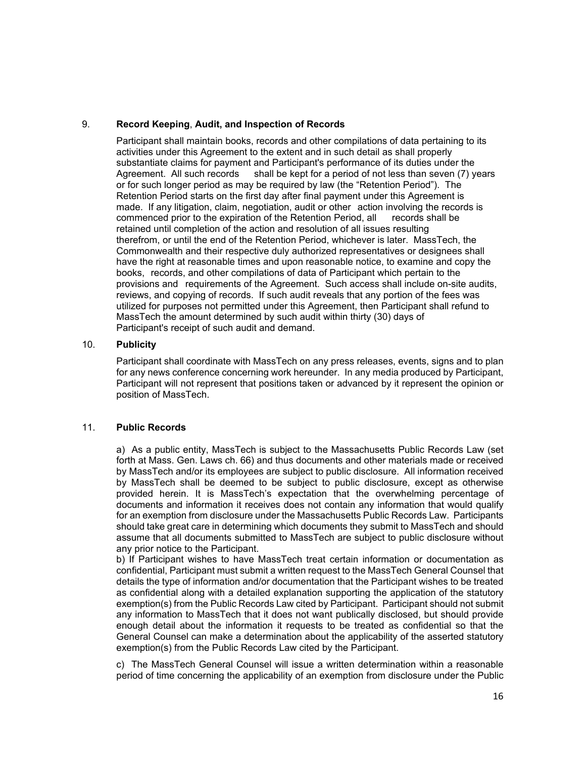## 9. **Record Keeping, Audit, and Inspection of Records**

Participant shall maintain books, records and other compilations of data pertaining to its activities under this Agreement to the extent and in such detail as shall properly substantiate claims for payment and Participant's performance of its duties under the Agreement. All such records shall be kept for a period of not less than seven (7) years or for such longer period as may be required by law (the "Retention Period"). The Retention Period starts on the first day after final payment under this Agreement is made. If any litigation, claim, negotiation, audit or other action involving the records is commenced prior to the expiration of the Retention Period, all records shall be retained until completion of the action and resolution of all issues resulting therefrom, or until the end of the Retention Period, whichever is later. MassTech, the Commonwealth and their respective duly authorized representatives or designees shall have the right at reasonable times and upon reasonable notice, to examine and copy the books, records, and other compilations of data of Participant which pertain to the provisions and requirements of the Agreement. Such access shall include on-site audits, reviews, and copying of records. If such audit reveals that any portion of the fees was utilized for purposes not permitted under this Agreement, then Participant shall refund to MassTech the amount determined by such audit within thirty (30) days of Participant's receipt of such audit and demand.

## 10. **Publicity**

Participant shall coordinate with MassTech on any press releases, events, signs and to plan for any news conference concerning work hereunder. In any media produced by Participant, Participant will not represent that positions taken or advanced by it represent the opinion or position of MassTech.

## 11. **Public Records**

a) As a public entity, MassTech is subject to the Massachusetts Public Records Law (set forth at Mass. Gen. Laws ch. 66) and thus documents and other materials made or received by MassTech and/or its employees are subject to public disclosure. All information received by MassTech shall be deemed to be subject to public disclosure, except as otherwise provided herein. It is MassTech's expectation that the overwhelming percentage of documents and information it receives does not contain any information that would qualify for an exemption from disclosure under the Massachusetts Public Records Law. Participants should take great care in determining which documents they submit to MassTech and should assume that all documents submitted to MassTech are subject to public disclosure without any prior notice to the Participant.

b) If Participant wishes to have MassTech treat certain information or documentation as confidential, Participant must submit a written request to the MassTech General Counsel that details the type of information and/or documentation that the Participant wishes to be treated as confidential along with a detailed explanation supporting the application of the statutory exemption(s) from the Public Records Law cited by Participant. Participant should not submit any information to MassTech that it does not want publically disclosed, but should provide enough detail about the information it requests to be treated as confidential so that the General Counsel can make a determination about the applicability of the asserted statutory exemption(s) from the Public Records Law cited by the Participant.

c) The MassTech General Counsel will issue a written determination within a reasonable period of time concerning the applicability of an exemption from disclosure under the Public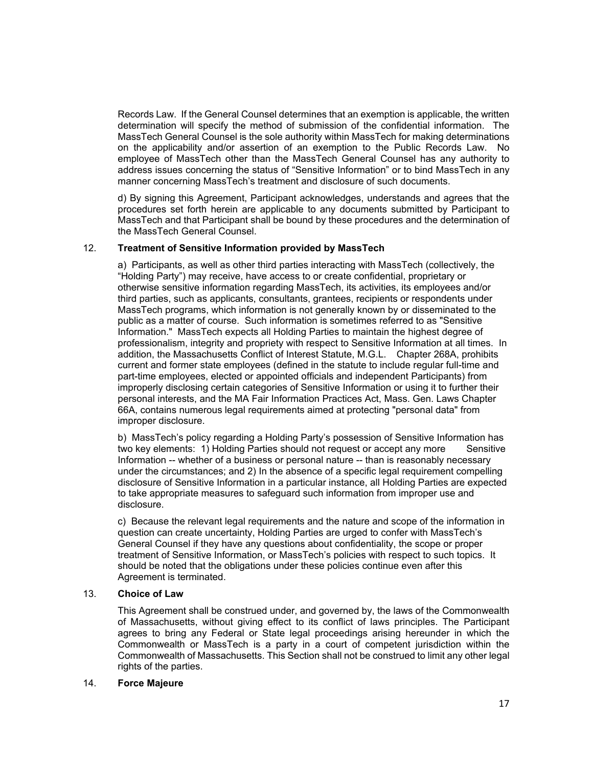Records Law. If the General Counsel determines that an exemption is applicable, the written determination will specify the method of submission of the confidential information. The MassTech General Counsel is the sole authority within MassTech for making determinations on the applicability and/or assertion of an exemption to the Public Records Law. No employee of MassTech other than the MassTech General Counsel has any authority to address issues concerning the status of “Sensitive Information” or to bind MassTech in any manner concerning MassTech’s treatment and disclosure of such documents.

d) By signing this Agreement, Participant acknowledges, understands and agrees that the procedures set forth herein are applicable to any documents submitted by Participant to MassTech and that Participant shall be bound by these procedures and the determination of the MassTech General Counsel.

12. **Treatment of Sensitive Information provided by MassTech**

a) Participants, as well as other third parties interacting with MassTech (collectively, the “Holding Party”) may receive, have access to or create confidential, proprietary or otherwise sensitive information regarding MassTech, its activities, its employees and/or third parties, such as applicants, consultants, grantees, recipients or respondents under MassTech programs, which information is not generally known by or disseminated to the public as a matter of course. Such information is sometimes referred to as "Sensitive Information." MassTech expects all Holding Parties to maintain the highest degree of professionalism, integrity and propriety with respect to Sensitive Information at all times. In addition, the Massachusetts Conflict of Interest Statute, M.G.L. Chapter 268A, prohibits current and former state employees (defined in the statute to include regular full-time and part-time employees, elected or appointed officials and independent Participants) from improperly disclosing certain categories of Sensitive Information or using it to further their personal interests, and the MA Fair Information Practices Act, Mass. Gen. Laws Chapter 66A, contains numerous legal requirements aimed at protecting "personal data" from improper disclosure.

b) MassTech’s policy regarding a Holding Party’s possession of Sensitive Information has two key elements: 1) Holding Parties should not request or accept any more Sensitive Information -- whether of a business or personal nature -- than is reasonably necessary under the circumstances; and 2) In the absence of a specific legal requirement compelling disclosure of Sensitive Information in a particular instance, all Holding Parties are expected to take appropriate measures to safeguard such information from improper use and disclosure.

c) Because the relevant legal requirements and the nature and scope of the information in question can create uncertainty, Holding Parties are urged to confer with MassTech’s General Counsel if they have any questions about confidentiality, the scope or proper treatment of Sensitive Information, or MassTech’s policies with respect to such topics. It should be noted that the obligations under these policies continue even after this Agreement is terminated.

13. **Choice of Law**

This Agreement shall be construed under, and governed by, the laws of the Commonwealth of Massachusetts, without giving effect to its conflict of laws principles. The Participant agrees to bring any Federal or State legal proceedings arising hereunder in which the Commonwealth or MassTech is a party in a court of competent jurisdiction within the Commonwealth of Massachusetts. This Section shall not be construed to limit any other legal rights of the parties.

14. **Force Majeure**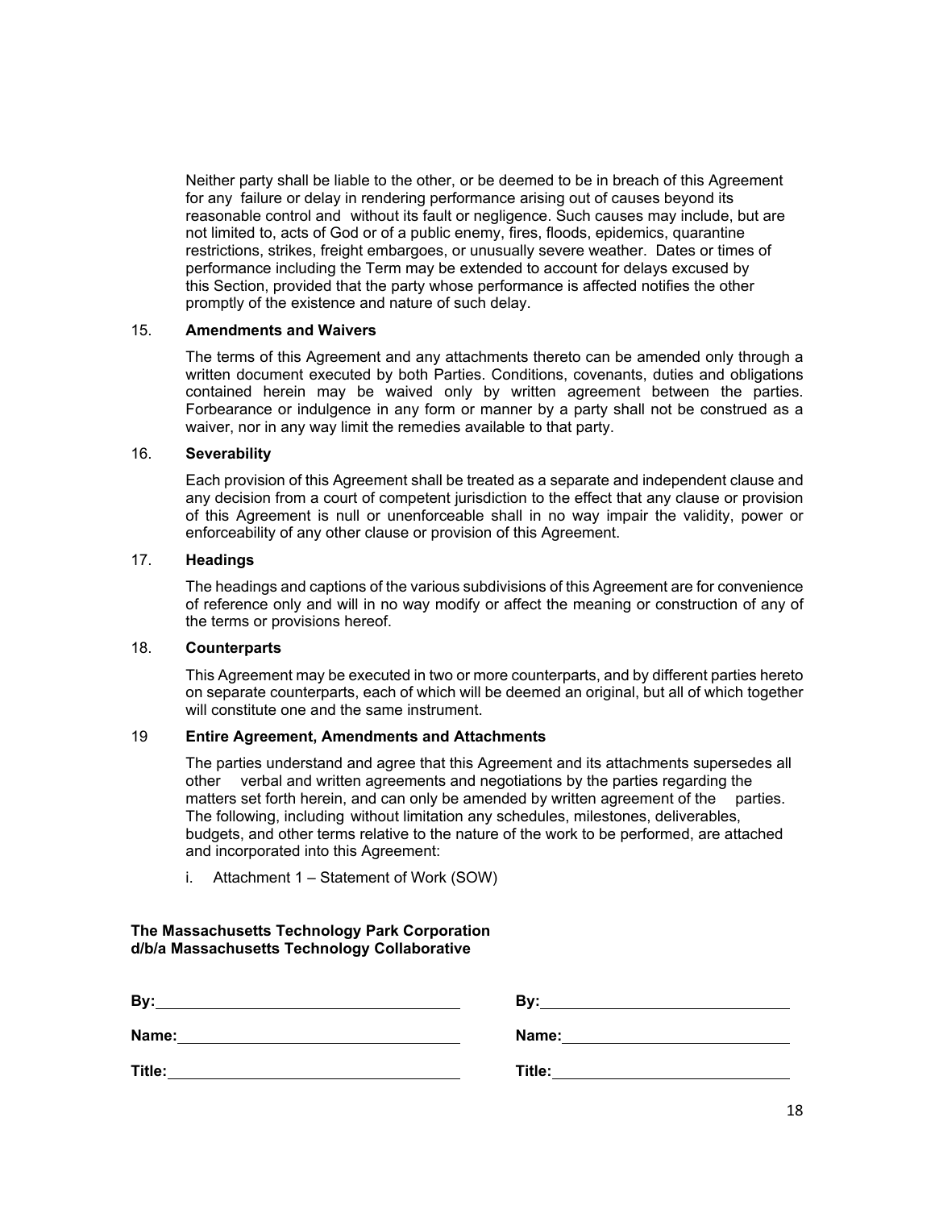Neither party shall be liable to the other, or be deemed to be in breach of this Agreement for any failure or delay in rendering performance arising out of causes beyond its reasonable control and without its fault or negligence. Such causes may include, but are not limited to, acts of God or of a public enemy, fires, floods, epidemics, quarantine restrictions, strikes, freight embargoes, or unusually severe weather. Dates or times of performance including the Term may be extended to account for delays excused by this Section, provided that the party whose performance is affected notifies the other promptly of the existence and nature of such delay.

15. **Amendments and Waivers**

The terms of this Agreement and any attachments thereto can be amended only through a written document executed by both Parties. Conditions, covenants, duties and obligations contained herein may be waived only by written agreement between the parties. Forbearance or indulgence in any form or manner by a party shall not be construed as a waiver, nor in any way limit the remedies available to that party.

16. **Severability**

Each provision of this Agreement shall be treated as a separate and independent clause and any decision from a court of competent jurisdiction to the effect that any clause or provision of this Agreement is null or unenforceable shall in no way impair the validity, power or enforceability of any other clause or provision of this Agreement.

17. **Headings**

The headings and captions of the various subdivisions of this Agreement are for convenience of reference only and will in no way modify or affect the meaning or construction of any of the terms or provisions hereof.

18. **Counterparts**

This Agreement may be executed in two or more counterparts, and by different parties hereto on separate counterparts, each of which will be deemed an original, but all of which together will constitute one and the same instrument.

19 **Entire Agreement, Amendments and Attachments**

The parties understand and agree that this Agreement and its attachments supersedes all other verbal and written agreements and negotiations by the parties regarding the matters set forth herein, and can only be amended by written agreement of the parties. The following, including without limitation any schedules, milestones, deliverables, budgets, and other terms relative to the nature of the work to be performed, are attached and incorporated into this Agreement:

i. Attachment 1 – Statement of Work (SOW)

**The Massachusetts Technology Park Corporation**
**d/b/a Massachusetts Technology Collaborative**

| | |
|---|---|
| **By:** ______________________ | **By:** ______________________ |
| **Name:** ______________________ | **Name:** ______________________ |
| **Title:** ______________________ | **Title:** ______________________ |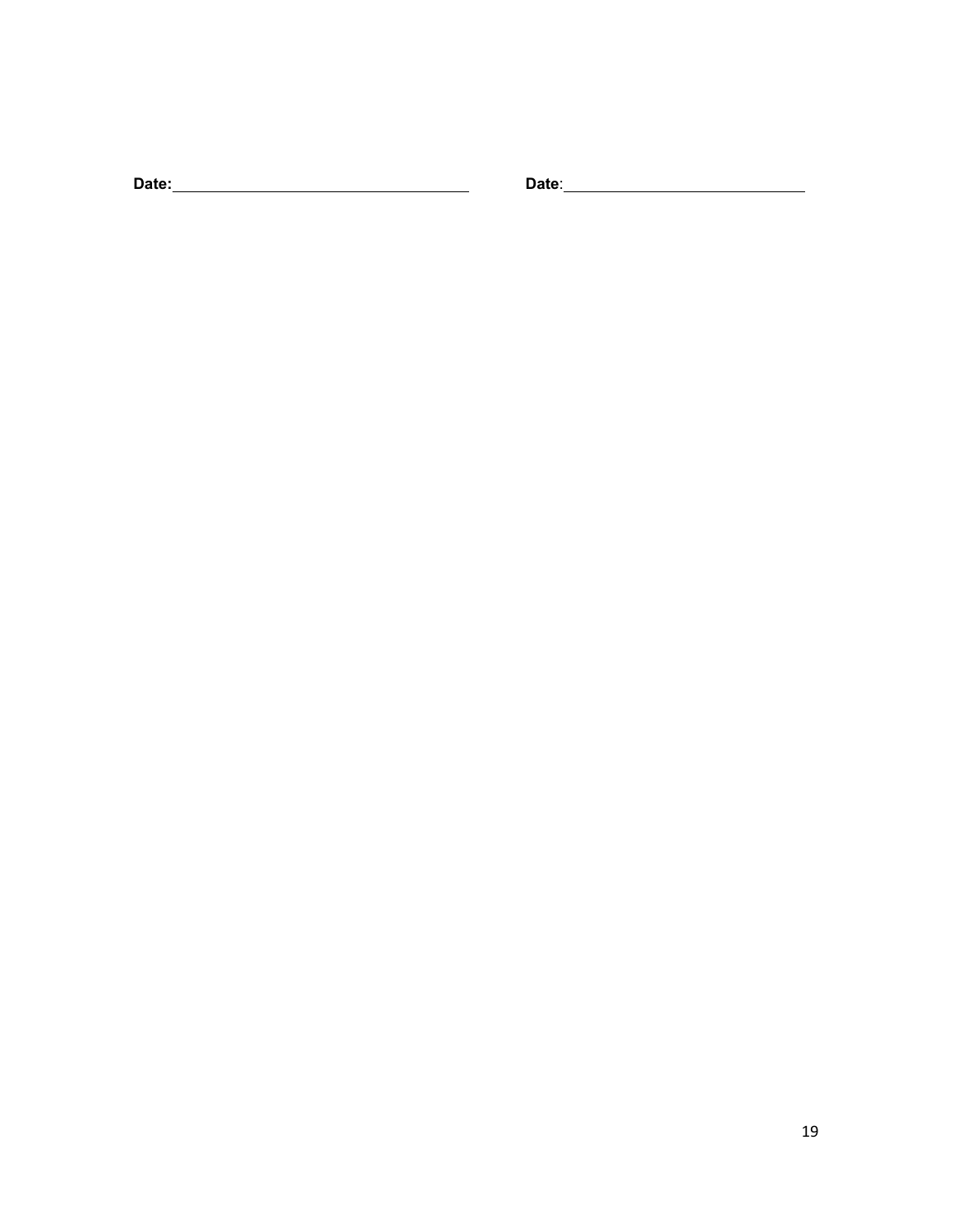**Date:**\_\_\_\_\_\_\_\_\_\_\_\_\_\_\_\_\_\_\_\_\_\_\_\_\_\_\_\_\_\_

**Date**:\_\_\_\_\_\_\_\_\_\_\_\_\_\_\_\_\_\_\_\_\_\_\_\_\_\_\_\_\_\_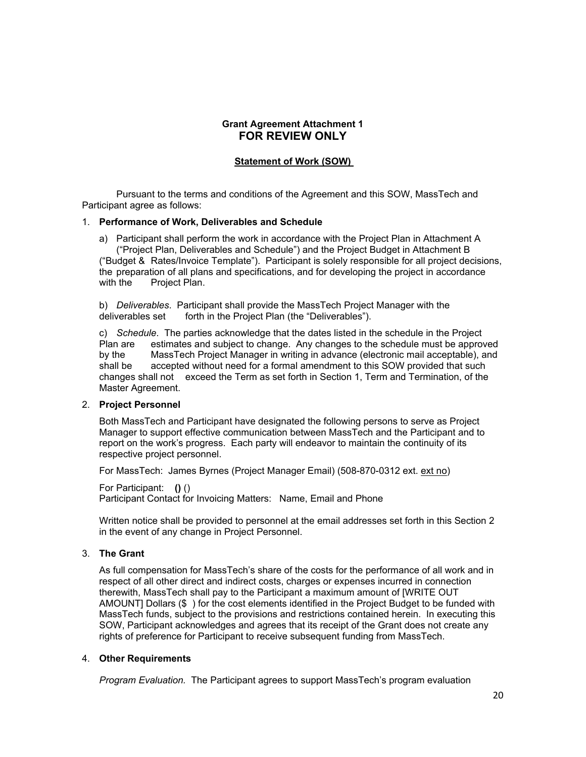**Grant Agreement Attachment 1**
**FOR REVIEW ONLY**

**Statement of Work (SOW)**

Pursuant to the terms and conditions of the Agreement and this SOW, MassTech and Participant agree as follows:

1. **Performance of Work, Deliverables and Schedule**

   a) Participant shall perform the work in accordance with the Project Plan in Attachment A ("Project Plan, Deliverables and Schedule") and the Project Budget in Attachment B ("Budget & Rates/Invoice Template"). Participant is solely responsible for all project decisions, the preparation of all plans and specifications, and for developing the project in accordance with the Project Plan.

   b) *Deliverables*. Participant shall provide the MassTech Project Manager with the deliverables set forth in the Project Plan (the "Deliverables").

   c) *Schedule*. The parties acknowledge that the dates listed in the schedule in the Project Plan are estimates and subject to change. Any changes to the schedule must be approved by the MassTech Project Manager in writing in advance (electronic mail acceptable), and shall be accepted without need for a formal amendment to this SOW provided that such changes shall not exceed the Term as set forth in Section 1, Term and Termination, of the Master Agreement.

2. **Project Personnel**

   Both MassTech and Participant have designated the following persons to serve as Project Manager to support effective communication between MassTech and the Participant and to report on the work's progress. Each party will endeavor to maintain the continuity of its respective project personnel.

   For MassTech: James Byrnes (Project Manager Email) (508-870-0312 ext. ext no)

   For Participant: **()** ()
   Participant Contact for Invoicing Matters: Name, Email and Phone

   Written notice shall be provided to personnel at the email addresses set forth in this Section 2 in the event of any change in Project Personnel.

3. **The Grant**

   As full compensation for MassTech's share of the costs for the performance of all work and in respect of all other direct and indirect costs, charges or expenses incurred in connection therewith, MassTech shall pay to the Participant a maximum amount of [WRITE OUT AMOUNT] Dollars ($ ) for the cost elements identified in the Project Budget to be funded with MassTech funds, subject to the provisions and restrictions contained herein. In executing this SOW, Participant acknowledges and agrees that its receipt of the Grant does not create any rights of preference for Participant to receive subsequent funding from MassTech.

4. **Other Requirements**

   *Program Evaluation.* The Participant agrees to support MassTech's program evaluation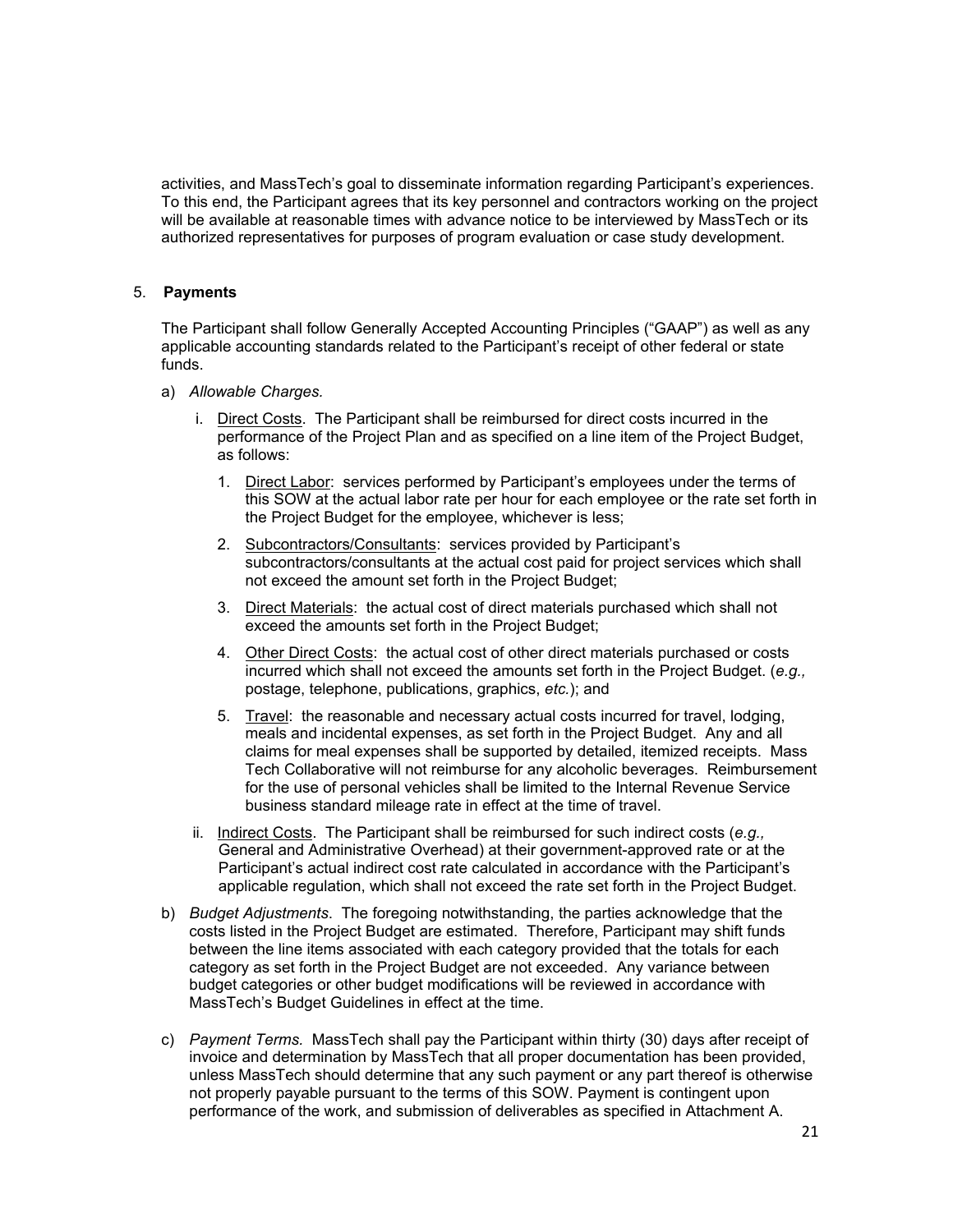activities, and MassTech's goal to disseminate information regarding Participant's experiences. To this end, the Participant agrees that its key personnel and contractors working on the project will be available at reasonable times with advance notice to be interviewed by MassTech or its authorized representatives for purposes of program evaluation or case study development.

5. **Payments**

The Participant shall follow Generally Accepted Accounting Principles ("GAAP") as well as any applicable accounting standards related to the Participant's receipt of other federal or state funds.

a) *Allowable Charges.*

   i. Direct Costs. The Participant shall be reimbursed for direct costs incurred in the performance of the Project Plan and as specified on a line item of the Project Budget, as follows:

      1. Direct Labor: services performed by Participant's employees under the terms of this SOW at the actual labor rate per hour for each employee or the rate set forth in the Project Budget for the employee, whichever is less;

      2. Subcontractors/Consultants: services provided by Participant's subcontractors/consultants at the actual cost paid for project services which shall not exceed the amount set forth in the Project Budget;

      3. Direct Materials: the actual cost of direct materials purchased which shall not exceed the amounts set forth in the Project Budget;

      4. Other Direct Costs: the actual cost of other direct materials purchased or costs incurred which shall not exceed the amounts set forth in the Project Budget. (*e.g.,* postage, telephone, publications, graphics, *etc.*); and

      5. Travel: the reasonable and necessary actual costs incurred for travel, lodging, meals and incidental expenses, as set forth in the Project Budget. Any and all claims for meal expenses shall be supported by detailed, itemized receipts. Mass Tech Collaborative will not reimburse for any alcoholic beverages. Reimbursement for the use of personal vehicles shall be limited to the Internal Revenue Service business standard mileage rate in effect at the time of travel.

   ii. Indirect Costs. The Participant shall be reimbursed for such indirect costs (*e.g.,* General and Administrative Overhead) at their government-approved rate or at the Participant's actual indirect cost rate calculated in accordance with the Participant's applicable regulation, which shall not exceed the rate set forth in the Project Budget.

b) *Budget Adjustments*. The foregoing notwithstanding, the parties acknowledge that the costs listed in the Project Budget are estimated. Therefore, Participant may shift funds between the line items associated with each category provided that the totals for each category as set forth in the Project Budget are not exceeded. Any variance between budget categories or other budget modifications will be reviewed in accordance with MassTech's Budget Guidelines in effect at the time.

c) *Payment Terms.* MassTech shall pay the Participant within thirty (30) days after receipt of invoice and determination by MassTech that all proper documentation has been provided, unless MassTech should determine that any such payment or any part thereof is otherwise not properly payable pursuant to the terms of this SOW. Payment is contingent upon performance of the work, and submission of deliverables as specified in Attachment A.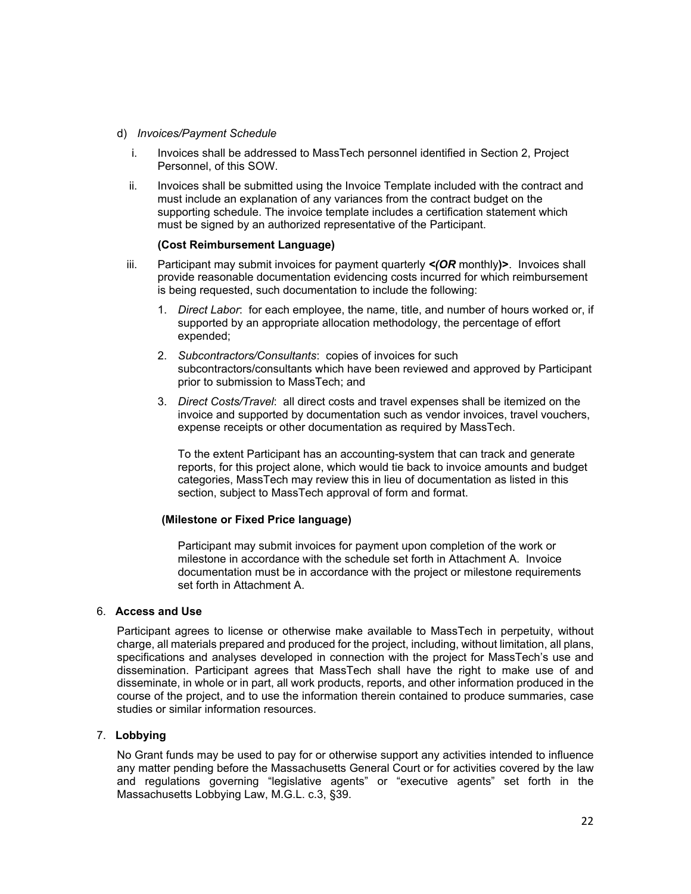d) *Invoices/Payment Schedule*

i. Invoices shall be addressed to MassTech personnel identified in Section 2, Project Personnel, of this SOW.

ii. Invoices shall be submitted using the Invoice Template included with the contract and must include an explanation of any variances from the contract budget on the supporting schedule. The invoice template includes a certification statement which must be signed by an authorized representative of the Participant.

**(Cost Reimbursement Language)**

iii. Participant may submit invoices for payment quarterly ***<(OR*** monthly**)>**. Invoices shall provide reasonable documentation evidencing costs incurred for which reimbursement is being requested, such documentation to include the following:

1. *Direct Labor*: for each employee, the name, title, and number of hours worked or, if supported by an appropriate allocation methodology, the percentage of effort expended;
2. *Subcontractors/Consultants*: copies of invoices for such subcontractors/consultants which have been reviewed and approved by Participant prior to submission to MassTech; and
3. *Direct Costs/Travel*: all direct costs and travel expenses shall be itemized on the invoice and supported by documentation such as vendor invoices, travel vouchers, expense receipts or other documentation as required by MassTech.

   To the extent Participant has an accounting-system that can track and generate reports, for this project alone, which would tie back to invoice amounts and budget categories, MassTech may review this in lieu of documentation as listed in this section, subject to MassTech approval of form and format.

**(Milestone or Fixed Price language)**

Participant may submit invoices for payment upon completion of the work or milestone in accordance with the schedule set forth in Attachment A. Invoice documentation must be in accordance with the project or milestone requirements set forth in Attachment A.

6. **Access and Use**

Participant agrees to license or otherwise make available to MassTech in perpetuity, without charge, all materials prepared and produced for the project, including, without limitation, all plans, specifications and analyses developed in connection with the project for MassTech's use and dissemination. Participant agrees that MassTech shall have the right to make use of and disseminate, in whole or in part, all work products, reports, and other information produced in the course of the project, and to use the information therein contained to produce summaries, case studies or similar information resources.

7. **Lobbying**

No Grant funds may be used to pay for or otherwise support any activities intended to influence any matter pending before the Massachusetts General Court or for activities covered by the law and regulations governing "legislative agents" or "executive agents" set forth in the Massachusetts Lobbying Law, M.G.L. c.3, §39.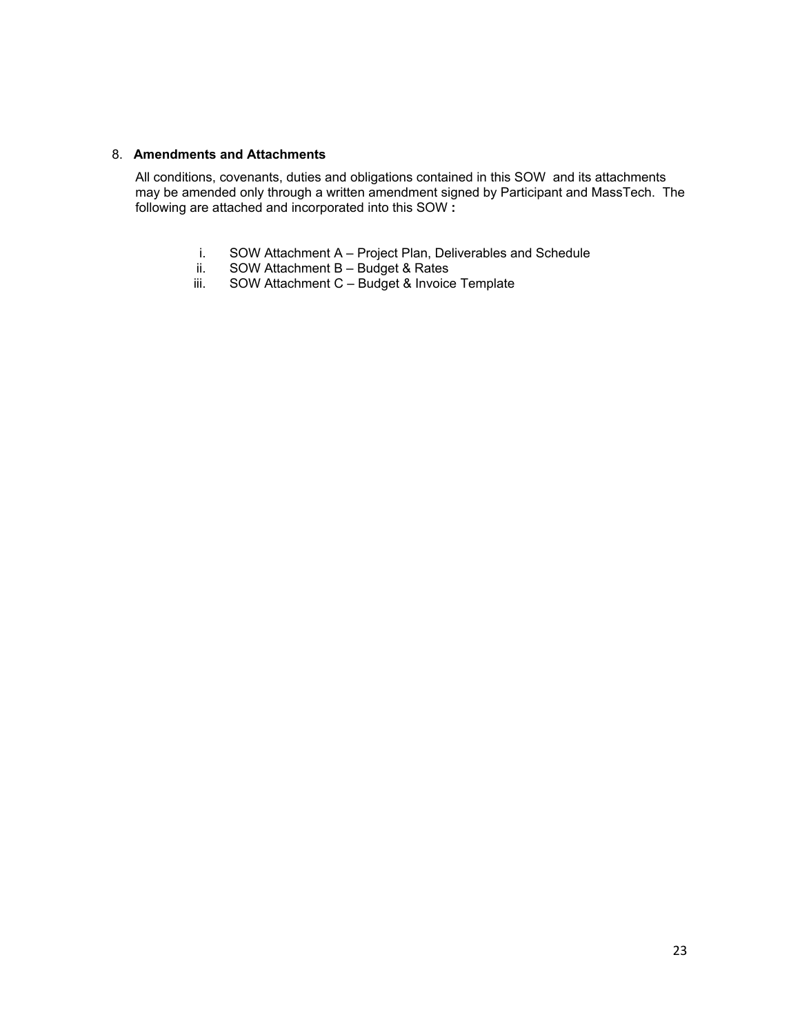8. **Amendments and Attachments**

All conditions, covenants, duties and obligations contained in this SOW and its attachments may be amended only through a written amendment signed by Participant and MassTech. The following are attached and incorporated into this SOW **:**

i. SOW Attachment A – Project Plan, Deliverables and Schedule
ii. SOW Attachment B – Budget & Rates
iii. SOW Attachment C – Budget & Invoice Template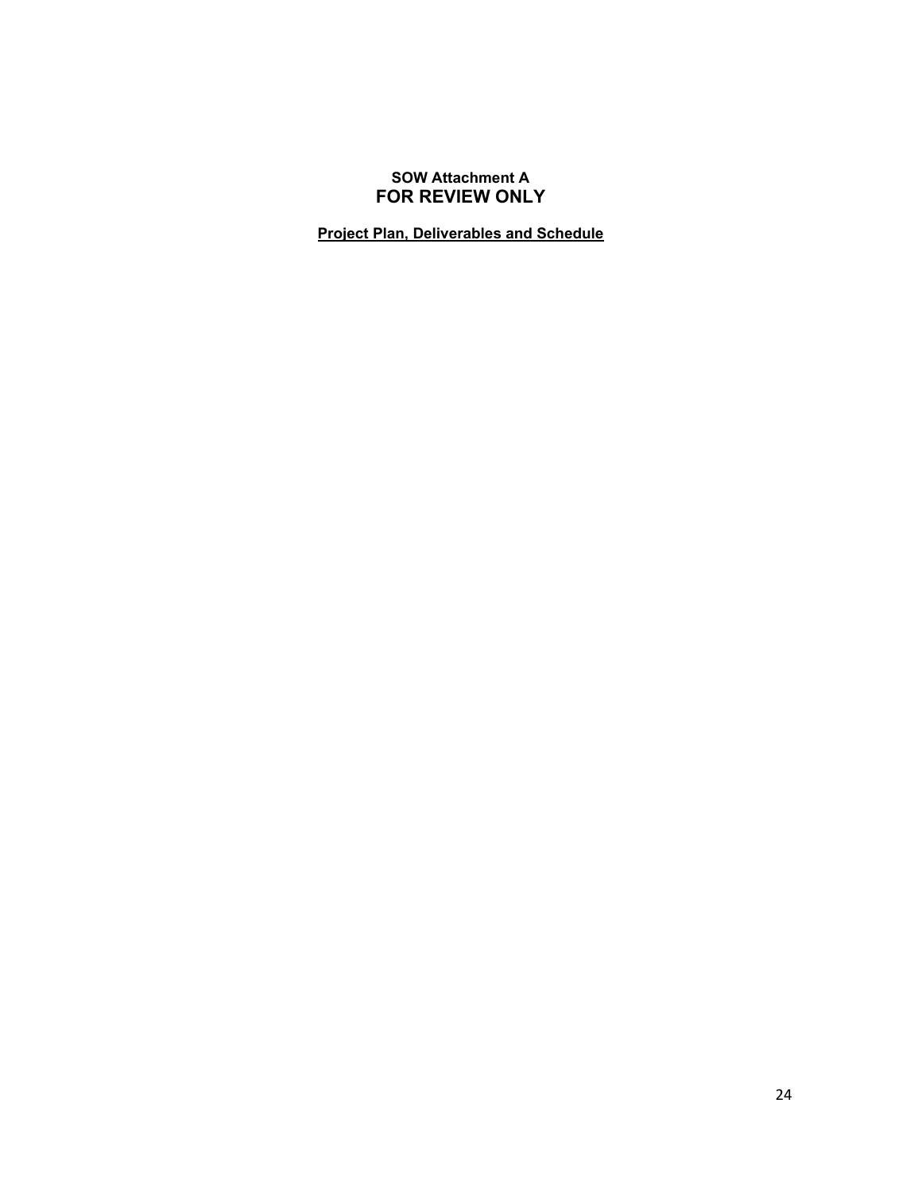**SOW Attachment A**
## FOR REVIEW ONLY

**Project Plan, Deliverables and Schedule**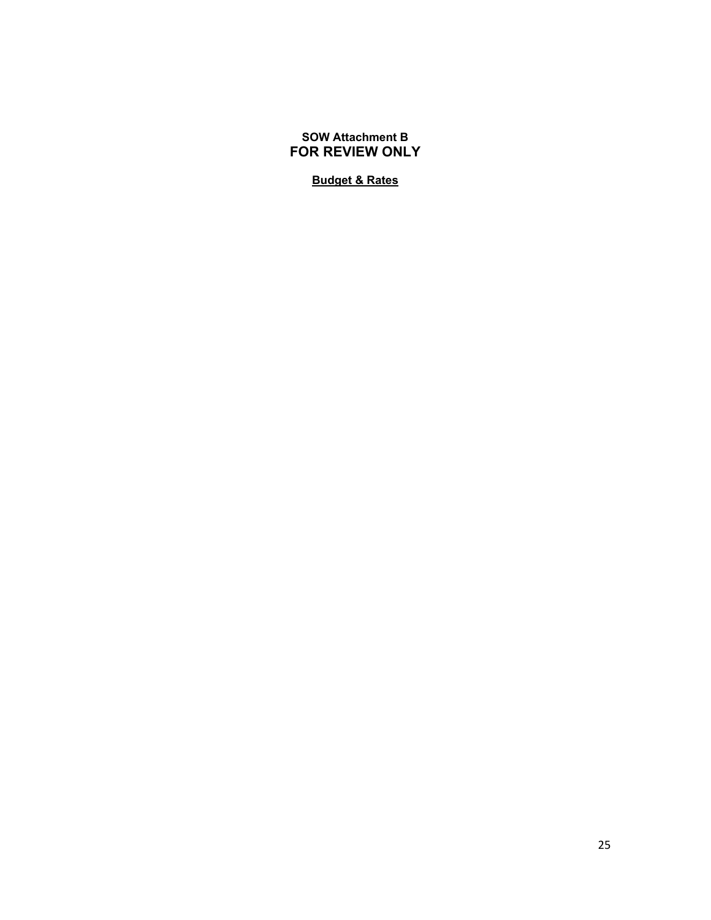**SOW Attachment B**
**FOR REVIEW ONLY**

**Budget & Rates**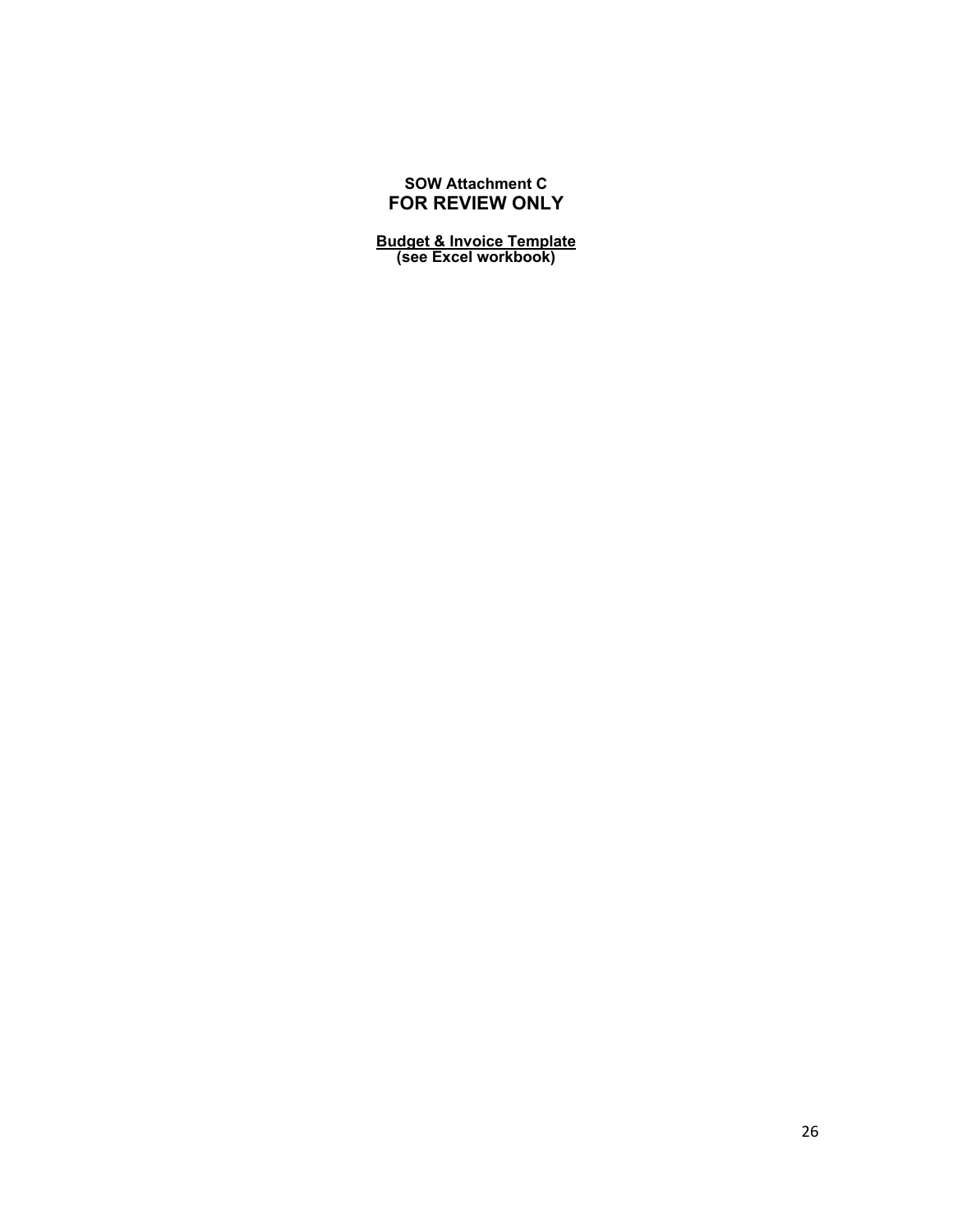**SOW Attachment C**

**FOR REVIEW ONLY**

**<u>Budget & Invoice Template</u>**

**(see Excel workbook)**